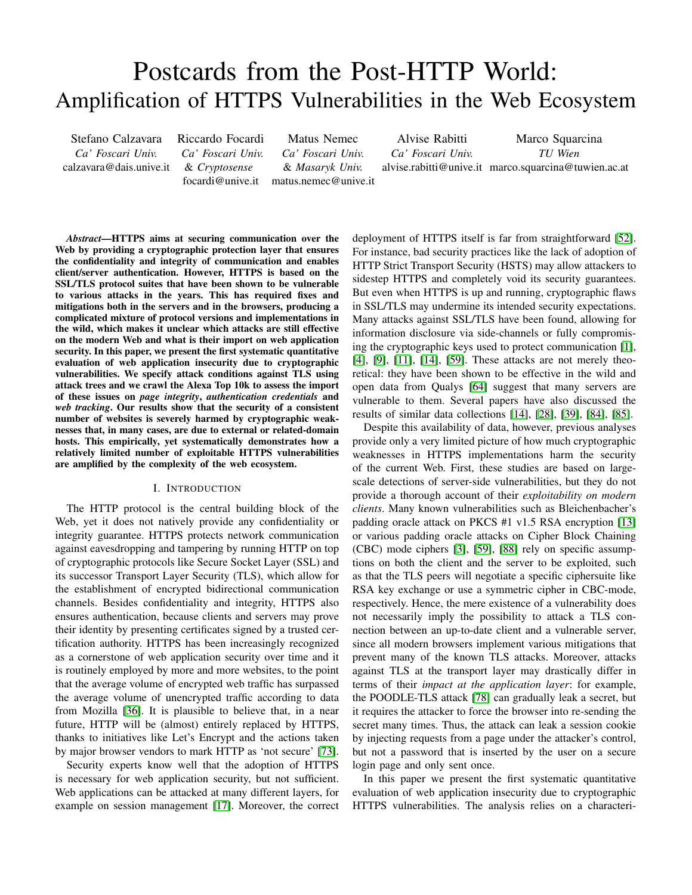# Postcards from the Post-HTTP World: Amplification of HTTPS Vulnerabilities in the Web Ecosystem

Stefano Calzavara
*Ca' Foscari Univ.*
calzavara@dais.unive.it

Riccardo Focardi
*Ca' Foscari Univ.*
& *Cryptosense*
focardi@unive.it

Matus Nemec
*Ca' Foscari Univ.*
& *Masaryk Univ.*
matus.nemec@unive.it

Alvise Rabitti
*Ca' Foscari Univ.*
alvise.rabitti@unive.it

Marco Squarcina
*TU Wien*
marco.squarcina@tuwien.ac.at

***Abstract*—HTTPS aims at securing communication over the Web by providing a cryptographic protection layer that ensures the confidentiality and integrity of communication and enables client/server authentication. However, HTTPS is based on the SSL/TLS protocol suites that have been shown to be vulnerable to various attacks in the years. This has required fixes and mitigations both in the servers and in the browsers, producing a complicated mixture of protocol versions and implementations in the wild, which makes it unclear which attacks are still effective on the modern Web and what is their import on web application security. In this paper, we present the first systematic quantitative evaluation of web application insecurity due to cryptographic vulnerabilities. We specify attack conditions against TLS using attack trees and we crawl the Alexa Top 10k to assess the import of these issues on *page integrity*, *authentication credentials* and *web tracking*. Our results show that the security of a consistent number of websites is severely harmed by cryptographic weaknesses that, in many cases, are due to external or related-domain hosts. This empirically, yet systematically demonstrates how a relatively limited number of exploitable HTTPS vulnerabilities are amplified by the complexity of the web ecosystem.**

## I. Introduction

The HTTP protocol is the central building block of the Web, yet it does not natively provide any confidentiality or integrity guarantee. HTTPS protects network communication against eavesdropping and tampering by running HTTP on top of cryptographic protocols like Secure Socket Layer (SSL) and its successor Transport Layer Security (TLS), which allow for the establishment of encrypted bidirectional communication channels. Besides confidentiality and integrity, HTTPS also ensures authentication, because clients and servers may prove their identity by presenting certificates signed by a trusted certification authority. HTTPS has been increasingly recognized as a cornerstone of web application security over time and it is routinely employed by more and more websites, to the point that the average volume of encrypted web traffic has surpassed the average volume of unencrypted traffic according to data from Mozilla [36]. It is plausible to believe that, in a near future, HTTP will be (almost) entirely replaced by HTTPS, thanks to initiatives like Let's Encrypt and the actions taken by major browser vendors to mark HTTP as 'not secure' [73].

Security experts know well that the adoption of HTTPS is necessary for web application security, but not sufficient. Web applications can be attacked at many different layers, for example on session management [17]. Moreover, the correct deployment of HTTPS itself is far from straightforward [52]. For instance, bad security practices like the lack of adoption of HTTP Strict Transport Security (HSTS) may allow attackers to sidestep HTTPS and completely void its security guarantees. But even when HTTPS is up and running, cryptographic flaws in SSL/TLS may undermine its intended security expectations. Many attacks against SSL/TLS have been found, allowing for information disclosure via side-channels or fully compromising the cryptographic keys used to protect communication [1], [4], [9], [11], [14], [59]. These attacks are not merely theoretical: they have been shown to be effective in the wild and open data from Qualys [64] suggest that many servers are vulnerable to them. Several papers have also discussed the results of similar data collections [14], [28], [39], [84], [85].

Despite this availability of data, however, previous analyses provide only a very limited picture of how much cryptographic weaknesses in HTTPS implementations harm the security of the current Web. First, these studies are based on large-scale detections of server-side vulnerabilities, but they do not provide a thorough account of their *exploitability on modern clients*. Many known vulnerabilities such as Bleichenbacher's padding oracle attack on PKCS #1 v1.5 RSA encryption [13] or various padding oracle attacks on Cipher Block Chaining (CBC) mode ciphers [3], [59], [88] rely on specific assumptions on both the client and the server to be exploited, such as that the TLS peers will negotiate a specific ciphersuite like RSA key exchange or use a symmetric cipher in CBC-mode, respectively. Hence, the mere existence of a vulnerability does not necessarily imply the possibility to attack a TLS connection between an up-to-date client and a vulnerable server, since all modern browsers implement various mitigations that prevent many of the known TLS attacks. Moreover, attacks against TLS at the transport layer may drastically differ in terms of their *impact at the application layer*: for example, the POODLE-TLS attack [78] can gradually leak a secret, but it requires the attacker to force the browser into re-sending the secret many times. Thus, the attack can leak a session cookie by injecting requests from a page under the attacker's control, but not a password that is inserted by the user on a secure login page and only sent once.

In this paper we present the first systematic quantitative evaluation of web application insecurity due to cryptographic HTTPS vulnerabilities. The analysis relies on a characteri-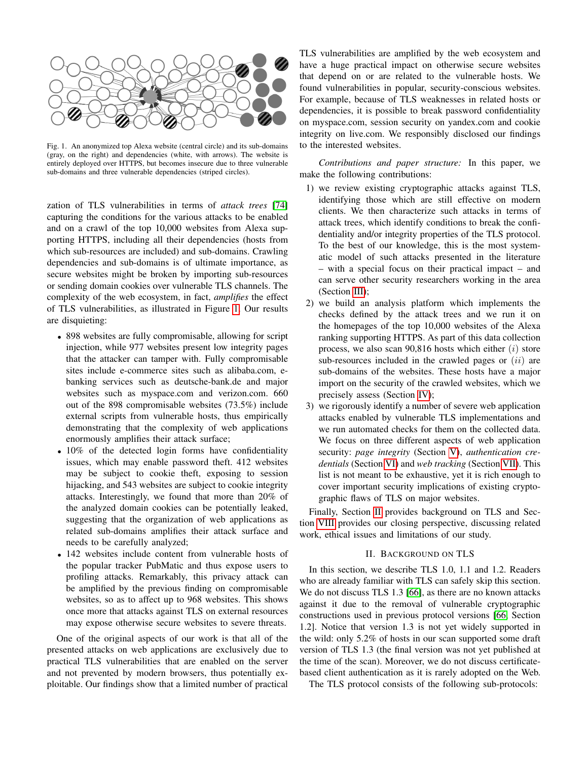Fig. 1. An anonymized top Alexa website (central circle) and its sub-domains (gray, on the right) and dependencies (white, with arrows). The website is entirely deployed over HTTPS, but becomes insecure due to three vulnerable sub-domains and three vulnerable dependencies (striped circles).

zation of TLS vulnerabilities in terms of *attack trees* [74] capturing the conditions for the various attacks to be enabled and on a crawl of the top 10,000 websites from Alexa supporting HTTPS, including all their dependencies (hosts from which sub-resources are included) and sub-domains. Crawling dependencies and sub-domains is of ultimate importance, as secure websites might be broken by importing sub-resources or sending domain cookies over vulnerable TLS channels. The complexity of the web ecosystem, in fact, *amplifies* the effect of TLS vulnerabilities, as illustrated in Figure 1. Our results are disquieting:

- 898 websites are fully compromisable, allowing for script injection, while 977 websites present low integrity pages that the attacker can tamper with. Fully compromisable sites include e-commerce sites such as alibaba.com, e-banking services such as deutsche-bank.de and major websites such as myspace.com and verizon.com. 660 out of the 898 compromisable websites (73.5%) include external scripts from vulnerable hosts, thus empirically demonstrating that the complexity of web applications enormously amplifies their attack surface;
- 10% of the detected login forms have confidentiality issues, which may enable password theft. 412 websites may be subject to cookie theft, exposing to session hijacking, and 543 websites are subject to cookie integrity attacks. Interestingly, we found that more than 20% of the analyzed domain cookies can be potentially leaked, suggesting that the organization of web applications as related sub-domains amplifies their attack surface and needs to be carefully analyzed;
- 142 websites include content from vulnerable hosts of the popular tracker PubMatic and thus expose users to profiling attacks. Remarkably, this privacy attack can be amplified by the previous finding on compromisable websites, so as to affect up to 968 websites. This shows once more that attacks against TLS on external resources may expose otherwise secure websites to severe threats.

One of the original aspects of our work is that all of the presented attacks on web applications are exclusively due to practical TLS vulnerabilities that are enabled on the server and not prevented by modern browsers, thus potentially exploitable. Our findings show that a limited number of practical TLS vulnerabilities are amplified by the web ecosystem and have a huge practical impact on otherwise secure websites that depend on or are related to the vulnerable hosts. We found vulnerabilities in popular, security-conscious websites. For example, because of TLS weaknesses in related hosts or dependencies, it is possible to break password confidentiality on myspace.com, session security on yandex.com and cookie integrity on live.com. We responsibly disclosed our findings to the interested websites.

*Contributions and paper structure:* In this paper, we make the following contributions:

1) we review existing cryptographic attacks against TLS, identifying those which are still effective on modern clients. We then characterize such attacks in terms of attack trees, which identify conditions to break the confidentiality and/or integrity properties of the TLS protocol. To the best of our knowledge, this is the most systematic model of such attacks presented in the literature – with a special focus on their practical impact – and can serve other security researchers working in the area (Section III);
2) we build an analysis platform which implements the checks defined by the attack trees and we run it on the homepages of the top 10,000 websites of the Alexa ranking supporting HTTPS. As part of this data collection process, we also scan 90,816 hosts which either $(i)$ store sub-resources included in the crawled pages or $(ii)$ are sub-domains of the websites. These hosts have a major import on the security of the crawled websites, which we precisely assess (Section IV);
3) we rigorously identify a number of severe web application attacks enabled by vulnerable TLS implementations and we run automated checks for them on the collected data. We focus on three different aspects of web application security: *page integrity* (Section V), *authentication credentials* (Section VI) and *web tracking* (Section VII). This list is not meant to be exhaustive, yet it is rich enough to cover important security implications of existing cryptographic flaws of TLS on major websites.

Finally, Section II provides background on TLS and Section VIII provides our closing perspective, discussing related work, ethical issues and limitations of our study.

## II. Background on TLS

In this section, we describe TLS 1.0, 1.1 and 1.2. Readers who are already familiar with TLS can safely skip this section. We do not discuss TLS 1.3 [66], as there are no known attacks against it due to the removal of vulnerable cryptographic constructions used in previous protocol versions [66, Section 1.2]. Notice that version 1.3 is not yet widely supported in the wild: only 5.2% of hosts in our scan supported some draft version of TLS 1.3 (the final version was not yet published at the time of the scan). Moreover, we do not discuss certificate-based client authentication as it is rarely adopted on the Web.

The TLS protocol consists of the following sub-protocols: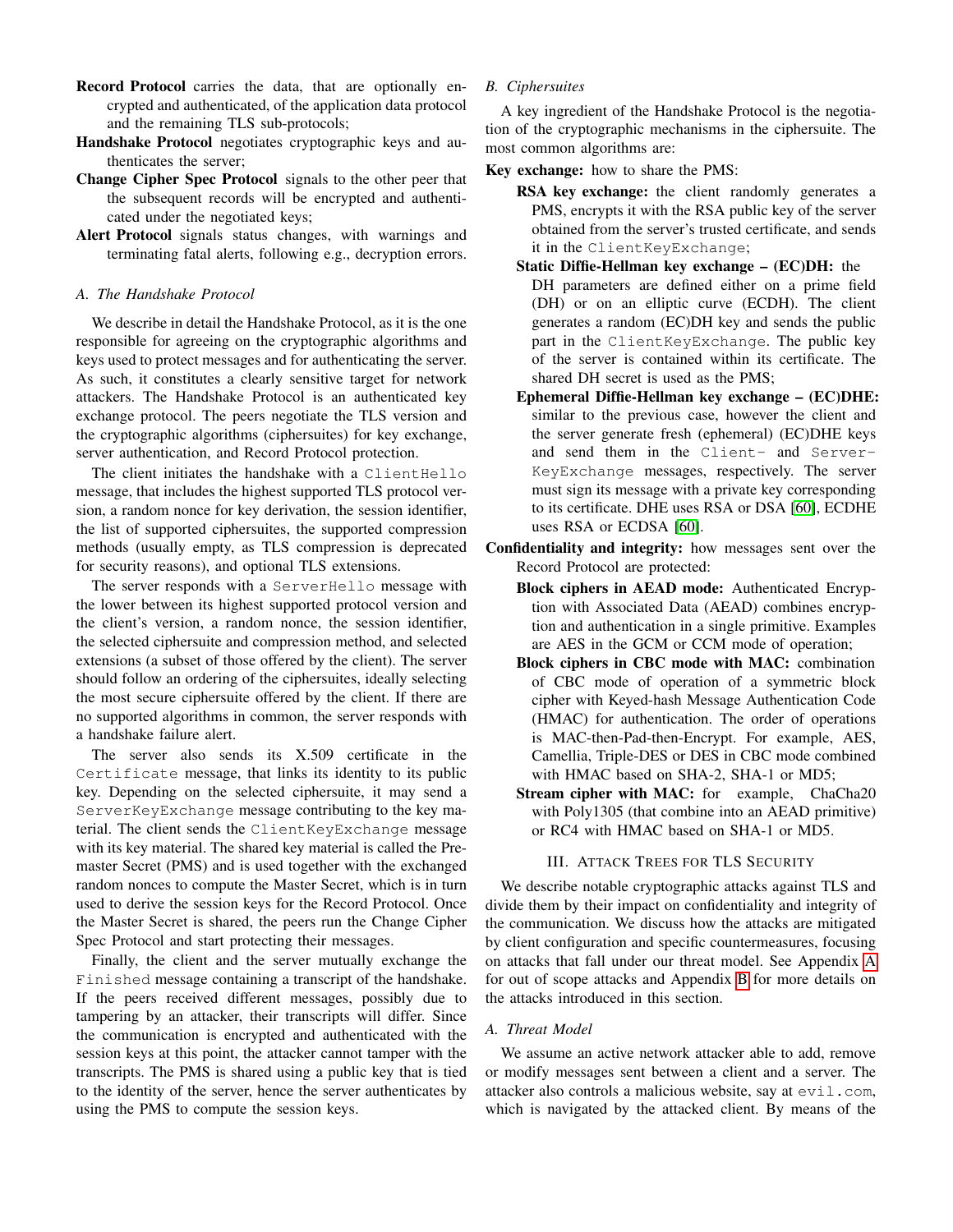- **Record Protocol** carries the data, that are optionally encrypted and authenticated, of the application data protocol and the remaining TLS sub-protocols;
- **Handshake Protocol** negotiates cryptographic keys and authenticates the server;
- **Change Cipher Spec Protocol** signals to the other peer that the subsequent records will be encrypted and authenticated under the negotiated keys;
- **Alert Protocol** signals status changes, with warnings and terminating fatal alerts, following e.g., decryption errors.

### *A. The Handshake Protocol*

We describe in detail the Handshake Protocol, as it is the one responsible for agreeing on the cryptographic algorithms and keys used to protect messages and for authenticating the server. As such, it constitutes a clearly sensitive target for network attackers. The Handshake Protocol is an authenticated key exchange protocol. The peers negotiate the TLS version and the cryptographic algorithms (ciphersuites) for key exchange, server authentication, and Record Protocol protection.

The client initiates the handshake with a `ClientHello` message, that includes the highest supported TLS protocol version, a random nonce for key derivation, the session identifier, the list of supported ciphersuites, the supported compression methods (usually empty, as TLS compression is deprecated for security reasons), and optional TLS extensions.

The server responds with a `ServerHello` message with the lower between its highest supported protocol version and the client's version, a random nonce, the session identifier, the selected ciphersuite and compression method, and selected extensions (a subset of those offered by the client). The server should follow an ordering of the ciphersuites, ideally selecting the most secure ciphersuite offered by the client. If there are no supported algorithms in common, the server responds with a handshake failure alert.

The server also sends its X.509 certificate in the `Certificate` message, that links its identity to its public key. Depending on the selected ciphersuite, it may send a `ServerKeyExchange` message contributing to the key material. The client sends the `ClientKeyExchange` message with its key material. The shared key material is called the Premaster Secret (PMS) and is used together with the exchanged random nonces to compute the Master Secret, which is in turn used to derive the session keys for the Record Protocol. Once the Master Secret is shared, the peers run the Change Cipher Spec Protocol and start protecting their messages.

Finally, the client and the server mutually exchange the `Finished` message containing a transcript of the handshake. If the peers received different messages, possibly due to tampering by an attacker, their transcripts will differ. Since the communication is encrypted and authenticated with the session keys at this point, the attacker cannot tamper with the transcripts. The PMS is shared using a public key that is tied to the identity of the server, hence the server authenticates by using the PMS to compute the session keys.

### *B. Ciphersuites*

A key ingredient of the Handshake Protocol is the negotiation of the cryptographic mechanisms in the ciphersuite. The most common algorithms are:

**Key exchange:** how to share the PMS:

- **RSA key exchange:** the client randomly generates a PMS, encrypts it with the RSA public key of the server obtained from the server's trusted certificate, and sends it in the `ClientKeyExchange`;
- **Static Diffie-Hellman key exchange – (EC)DH:** the DH parameters are defined either on a prime field (DH) or on an elliptic curve (ECDH). The client generates a random (EC)DH key and sends the public part in the `ClientKeyExchange`. The public key of the server is contained within its certificate. The shared DH secret is used as the PMS;
- **Ephemeral Diffie-Hellman key exchange – (EC)DHE:** similar to the previous case, however the client and the server generate fresh (ephemeral) (EC)DHE keys and send them in the `Client-` and `Server-KeyExchange` messages, respectively. The server must sign its message with a private key corresponding to its certificate. DHE uses RSA or DSA [60], ECDHE uses RSA or ECDSA [60].

**Confidentiality and integrity:** how messages sent over the Record Protocol are protected:

- **Block ciphers in AEAD mode:** Authenticated Encryption with Associated Data (AEAD) combines encryption and authentication in a single primitive. Examples are AES in the GCM or CCM mode of operation;
- **Block ciphers in CBC mode with MAC:** combination of CBC mode of operation of a symmetric block cipher with Keyed-hash Message Authentication Code (HMAC) for authentication. The order of operations is MAC-then-Pad-then-Encrypt. For example, AES, Camellia, Triple-DES or DES in CBC mode combined with HMAC based on SHA-2, SHA-1 or MD5;
- **Stream cipher with MAC:** for example, ChaCha20 with Poly1305 (that combine into an AEAD primitive) or RC4 with HMAC based on SHA-1 or MD5.

## III. Attack Trees for TLS Security

We describe notable cryptographic attacks against TLS and divide them by their impact on confidentiality and integrity of the communication. We discuss how the attacks are mitigated by client configuration and specific countermeasures, focusing on attacks that fall under our threat model. See Appendix A for out of scope attacks and Appendix B for more details on the attacks introduced in this section.

### *A. Threat Model*

We assume an active network attacker able to add, remove or modify messages sent between a client and a server. The attacker also controls a malicious website, say at `evil.com`, which is navigated by the attacked client. By means of the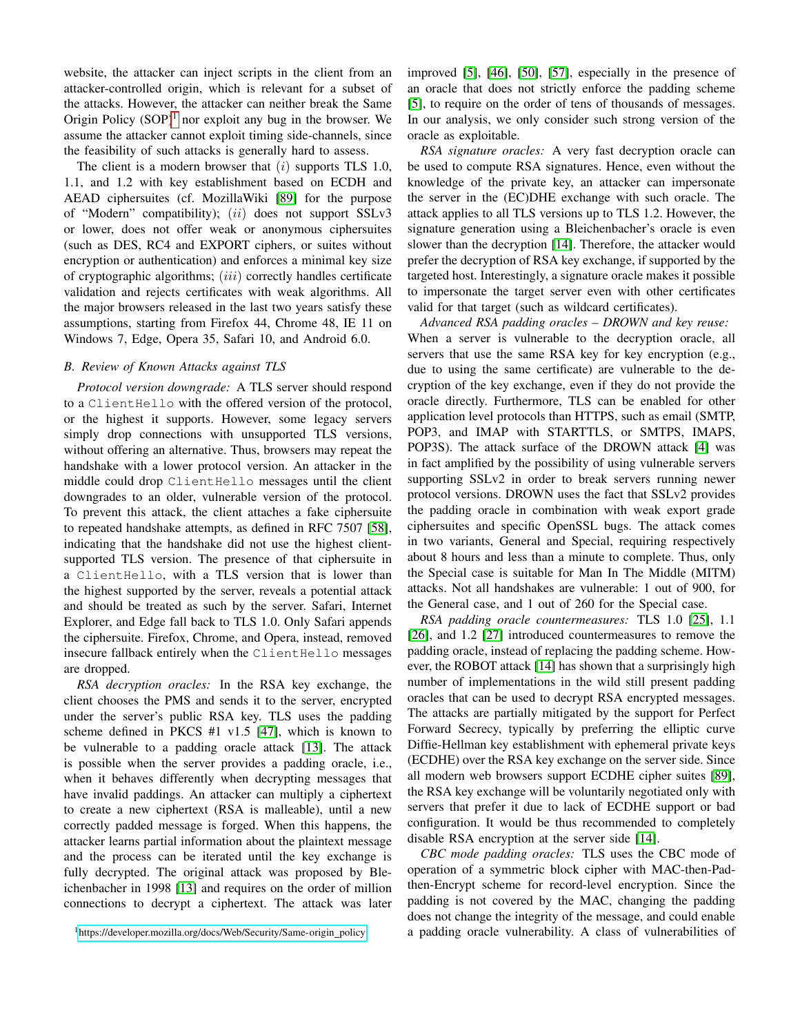website, the attacker can inject scripts in the client from an attacker-controlled origin, which is relevant for a subset of the attacks. However, the attacker can neither break the Same Origin Policy (SOP)[1] nor exploit any bug in the browser. We assume the attacker cannot exploit timing side-channels, since the feasibility of such attacks is generally hard to assess.

The client is a modern browser that $(i)$ supports TLS 1.0, 1.1, and 1.2 with key establishment based on ECDH and AEAD ciphersuites (cf. MozillaWiki [89] for the purpose of "Modern" compatibility); $(ii)$ does not support SSLv3 or lower, does not offer weak or anonymous ciphersuites (such as DES, RC4 and EXPORT ciphers, or suites without encryption or authentication) and enforces a minimal key size of cryptographic algorithms; $(iii)$ correctly handles certificate validation and rejects certificates with weak algorithms. All the major browsers released in the last two years satisfy these assumptions, starting from Firefox 44, Chrome 48, IE 11 on Windows 7, Edge, Opera 35, Safari 10, and Android 6.0.

### B. Review of Known Attacks against TLS

*Protocol version downgrade:* A TLS server should respond to a `ClientHello` with the offered version of the protocol, or the highest it supports. However, some legacy servers simply drop connections with unsupported TLS versions, without offering an alternative. Thus, browsers may repeat the handshake with a lower protocol version. An attacker in the middle could drop `ClientHello` messages until the client downgrades to an older, vulnerable version of the protocol. To prevent this attack, the client attaches a fake ciphersuite to repeated handshake attempts, as defined in RFC 7507 [58], indicating that the handshake did not use the highest client-supported TLS version. The presence of that ciphersuite in a `ClientHello`, with a TLS version that is lower than the highest supported by the server, reveals a potential attack and should be treated as such by the server. Safari, Internet Explorer, and Edge fall back to TLS 1.0. Only Safari appends the ciphersuite. Firefox, Chrome, and Opera, instead, removed insecure fallback entirely when the `ClientHello` messages are dropped.

*RSA decryption oracles:* In the RSA key exchange, the client chooses the PMS and sends it to the server, encrypted under the server's public RSA key. TLS uses the padding scheme defined in PKCS #1 v1.5 [47], which is known to be vulnerable to a padding oracle attack [13]. The attack is possible when the server provides a padding oracle, i.e., when it behaves differently when decrypting messages that have invalid paddings. An attacker can multiply a ciphertext to create a new ciphertext (RSA is malleable), until a new correctly padded message is forged. When this happens, the attacker learns partial information about the plaintext message and the process can be iterated until the key exchange is fully decrypted. The original attack was proposed by Bleichenbacher in 1998 [13] and requires on the order of million connections to decrypt a ciphertext. The attack was later improved [5], [46], [50], [57], especially in the presence of an oracle that does not strictly enforce the padding scheme [5], to require on the order of tens of thousands of messages. In our analysis, we only consider such strong version of the oracle as exploitable.

*RSA signature oracles:* A very fast decryption oracle can be used to compute RSA signatures. Hence, even without the knowledge of the private key, an attacker can impersonate the server in the (EC)DHE exchange with such oracle. The attack applies to all TLS versions up to TLS 1.2. However, the signature generation using a Bleichenbacher's oracle is even slower than the decryption [14]. Therefore, the attacker would prefer the decryption of RSA key exchange, if supported by the targeted host. Interestingly, a signature oracle makes it possible to impersonate the target server even with other certificates valid for that target (such as wildcard certificates).

*Advanced RSA padding oracles – DROWN and key reuse:* When a server is vulnerable to the decryption oracle, all servers that use the same RSA key for key encryption (e.g., due to using the same certificate) are vulnerable to the decryption of the key exchange, even if they do not provide the oracle directly. Furthermore, TLS can be enabled for other application level protocols than HTTPS, such as email (SMTP, POP3, and IMAP with STARTTLS, or SMTPS, IMAPS, POP3S). The attack surface of the DROWN attack [4] was in fact amplified by the possibility of using vulnerable servers supporting SSLv2 in order to break servers running newer protocol versions. DROWN uses the fact that SSLv2 provides the padding oracle in combination with weak export grade ciphersuites and specific OpenSSL bugs. The attack comes in two variants, General and Special, requiring respectively about 8 hours and less than a minute to complete. Thus, only the Special case is suitable for Man In The Middle (MITM) attacks. Not all handshakes are vulnerable: 1 out of 900, for the General case, and 1 out of 260 for the Special case.

*RSA padding oracle countermeasures:* TLS 1.0 [25], 1.1 [26], and 1.2 [27] introduced countermeasures to remove the padding oracle, instead of replacing the padding scheme. However, the ROBOT attack [14] has shown that a surprisingly high number of implementations in the wild still present padding oracles that can be used to decrypt RSA encrypted messages. The attacks are partially mitigated by the support for Perfect Forward Secrecy, typically by preferring the elliptic curve Diffie-Hellman key establishment with ephemeral private keys (ECDHE) over the RSA key exchange on the server side. Since all modern web browsers support ECDHE cipher suites [89], the RSA key exchange will be voluntarily negotiated only with servers that prefer it due to lack of ECDHE support or bad configuration. It would be thus recommended to completely disable RSA encryption at the server side [14].

*CBC mode padding oracles:* TLS uses the CBC mode of operation of a symmetric block cipher with MAC-then-Pad-then-Encrypt scheme for record-level encryption. Since the padding is not covered by the MAC, changing the padding does not change the integrity of the message, and could enable a padding oracle vulnerability. A class of vulnerabilities of

[1] https://developer.mozilla.org/docs/Web/Security/Same-origin_policy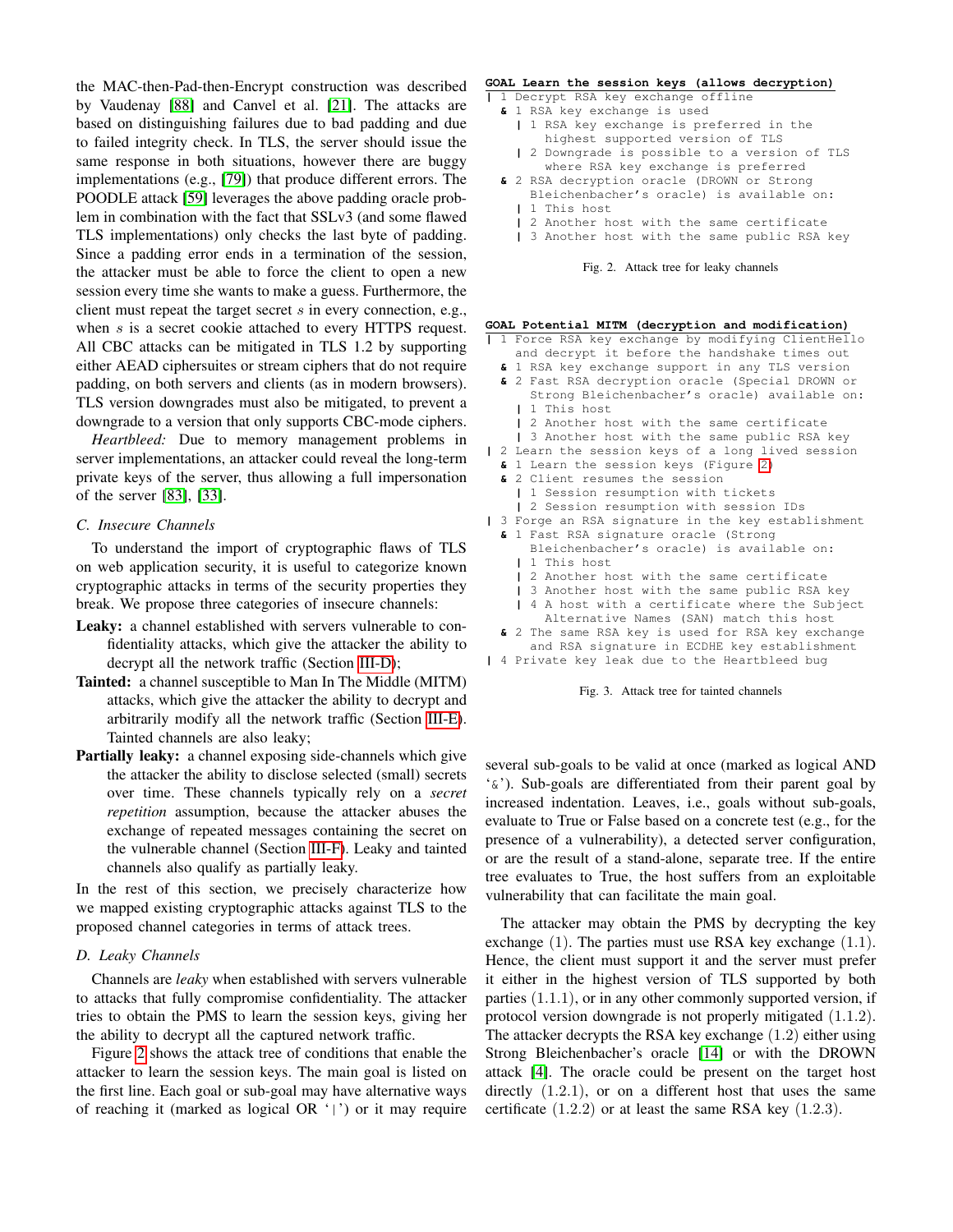the MAC-then-Pad-then-Encrypt construction was described by Vaudenay [88] and Canvel et al. [21]. The attacks are based on distinguishing failures due to bad padding and due to failed integrity check. In TLS, the server should issue the same response in both situations, however there are buggy implementations (e.g., [79]) that produce different errors. The POODLE attack [59] leverages the above padding oracle problem in combination with the fact that SSLv3 (and some flawed TLS implementations) only checks the last byte of padding. Since a padding error ends in a termination of the session, the attacker must be able to force the client to open a new session every time she wants to make a guess. Furthermore, the client must repeat the target secret $s$ in every connection, e.g., when $s$ is a secret cookie attached to every HTTPS request. All CBC attacks can be mitigated in TLS 1.2 by supporting either AEAD ciphersuites or stream ciphers that do not require padding, on both servers and clients (as in modern browsers). TLS version downgrades must also be mitigated, to prevent a downgrade to a version that only supports CBC-mode ciphers.

*Heartbleed:* Due to memory management problems in server implementations, an attacker could reveal the long-term private keys of the server, thus allowing a full impersonation of the server [83], [33].

### C. Insecure Channels

To understand the import of cryptographic flaws of TLS on web application security, it is useful to categorize known cryptographic attacks in terms of the security properties they break. We propose three categories of insecure channels:

**Leaky:** a channel established with servers vulnerable to confidentiality attacks, which give the attacker the ability to decrypt all the network traffic (Section III-D);

**Tainted:** a channel susceptible to Man In The Middle (MITM) attacks, which give the attacker the ability to decrypt and arbitrarily modify all the network traffic (Section III-E). Tainted channels are also leaky;

**Partially leaky:** a channel exposing side-channels which give the attacker the ability to disclose selected (small) secrets over time. These channels typically rely on a *secret repetition* assumption, because the attacker abuses the exchange of repeated messages containing the secret on the vulnerable channel (Section III-F). Leaky and tainted channels also qualify as partially leaky.

In the rest of this section, we precisely characterize how we mapped existing cryptographic attacks against TLS to the proposed channel categories in terms of attack trees.

### D. Leaky Channels

Channels are *leaky* when established with servers vulnerable to attacks that fully compromise confidentiality. The attacker tries to obtain the PMS to learn the session keys, giving her the ability to decrypt all the captured network traffic.

Figure 2 shows the attack tree of conditions that enable the attacker to learn the session keys. The main goal is listed on the first line. Each goal or sub-goal may have alternative ways of reaching it (marked as logical OR '|') or it may require several sub-goals to be valid at once (marked as logical AND '&'). Sub-goals are differentiated from their parent goal by increased indentation. Leaves, i.e., goals without sub-goals, evaluate to True or False based on a concrete test (e.g., for the presence of a vulnerability), a detected server configuration, or are the result of a stand-alone, separate tree. If the entire tree evaluates to True, the host suffers from an exploitable vulnerability that can facilitate the main goal.

```
GOAL Learn the session keys (allows decryption)
| 1 Decrypt RSA key exchange offline
  & 1 RSA key exchange is used
    | 1 RSA key exchange is preferred in the
        highest supported version of TLS
    | 2 Downgrade is possible to a version of TLS
        where RSA key exchange is preferred
  & 2 RSA decryption oracle (DROWN or Strong
      Bleichenbacher's oracle) is available on:
    | 1 This host
    | 2 Another host with the same certificate
    | 3 Another host with the same public RSA key
```

Fig. 2. Attack tree for leaky channels

```
GOAL Potential MITM (decryption and modification)
| 1 Force RSA key exchange by modifying ClientHello
    and decrypt it before the handshake times out
  & 1 RSA key exchange support in any TLS version
  & 2 Fast RSA decryption oracle (Special DROWN or
      Strong Bleichenbacher's oracle) available on:
    | 1 This host
    | 2 Another host with the same certificate
    | 3 Another host with the same public RSA key
| 2 Learn the session keys of a long lived session
  & 1 Learn the session keys (Figure 2)
  & 2 Client resumes the session
    | 1 Session resumption with tickets
    | 2 Session resumption with session IDs
| 3 Forge an RSA signature in the key establishment
  & 1 Fast RSA signature oracle (Strong
      Bleichenbacher's oracle) is available on:
    | 1 This host
    | 2 Another host with the same certificate
    | 3 Another host with the same public RSA key
    | 4 A host with a certificate where the Subject
        Alternative Names (SAN) match this host
  & 2 The same RSA key is used for RSA key exchange
      and RSA signature in ECDHE key establishment
| 4 Private key leak due to the Heartbleed bug
```

Fig. 3. Attack tree for tainted channels

The attacker may obtain the PMS by decrypting the key exchange (1). The parties must use RSA key exchange (1.1). Hence, the client must support it and the server must prefer it either in the highest version of TLS supported by both parties (1.1.1), or in any other commonly supported version, if protocol version downgrade is not properly mitigated (1.1.2). The attacker decrypts the RSA key exchange (1.2) either using Strong Bleichenbacher's oracle [14] or with the DROWN attack [4]. The oracle could be present on the target host directly (1.2.1), or on a different host that uses the same certificate (1.2.2) or at least the same RSA key (1.2.3).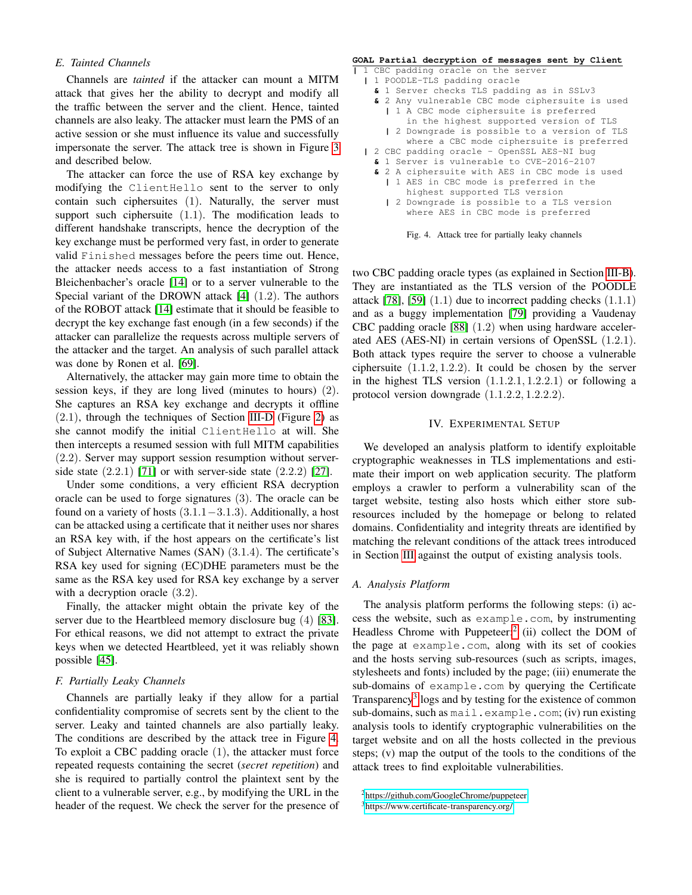### E. Tainted Channels

Channels are *tainted* if the attacker can mount a MITM attack that gives her the ability to decrypt and modify all the traffic between the server and the client. Hence, tainted channels are also leaky. The attacker must learn the PMS of an active session or she must influence its value and successfully impersonate the server. The attack tree is shown in Figure 3 and described below.

The attacker can force the use of RSA key exchange by modifying the `ClientHello` sent to the server to only contain such ciphersuites (1). Naturally, the server must support such ciphersuite (1.1). The modification leads to different handshake transcripts, hence the decryption of the key exchange must be performed very fast, in order to generate valid `Finished` messages before the peers time out. Hence, the attacker needs access to a fast instantiation of Strong Bleichenbacher's oracle [14] or to a server vulnerable to the Special variant of the DROWN attack [4] (1.2). The authors of the ROBOT attack [14] estimate that it should be feasible to decrypt the key exchange fast enough (in a few seconds) if the attacker can parallelize the requests across multiple servers of the attacker and the target. An analysis of such parallel attack was done by Ronen et al. [69].

Alternatively, the attacker may gain more time to obtain the session keys, if they are long lived (minutes to hours) (2). She captures an RSA key exchange and decrypts it offline (2.1), through the techniques of Section III-D (Figure 2) as she cannot modify the initial `ClientHello` at will. She then intercepts a resumed session with full MITM capabilities (2.2). Server may support session resumption without server-side state (2.2.1) [71] or with server-side state (2.2.2) [27].

Under some conditions, a very efficient RSA decryption oracle can be used to forge signatures (3). The oracle can be found on a variety of hosts (3.1.1 − 3.1.3). Additionally, a host can be attacked using a certificate that it neither uses nor shares an RSA key with, if the host appears on the certificate's list of Subject Alternative Names (SAN) (3.1.4). The certificate's RSA key used for signing (EC)DHE parameters must be the same as the RSA key used for RSA key exchange by a server with a decryption oracle (3.2).

Finally, the attacker might obtain the private key of the server due to the Heartbleed memory disclosure bug (4) [83]. For ethical reasons, we did not attempt to extract the private keys when we detected Heartbleed, yet it was reliably shown possible [45].

### F. Partially Leaky Channels

Channels are partially leaky if they allow for a partial confidentiality compromise of secrets sent by the client to the server. Leaky and tainted channels are also partially leaky. The conditions are described by the attack tree in Figure 4. To exploit a CBC padding oracle (1), the attacker must force repeated requests containing the secret (*secret repetition*) and she is required to partially control the plaintext sent by the client to a vulnerable server, e.g., by modifying the URL in the header of the request. We check the server for the presence of two CBC padding oracle types (as explained in Section III-B). They are instantiated as the TLS version of the POODLE attack [78], [59] (1.1) due to incorrect padding checks (1.1.1) and as a buggy implementation [79] providing a Vaudenay CBC padding oracle [88] (1.2) when using hardware accelerated AES (AES-NI) in certain versions of OpenSSL (1.2.1). Both attack types require the server to choose a vulnerable ciphersuite (1.1.2, 1.2.2). It could be chosen by the server in the highest TLS version (1.1.2.1, 1.2.2.1) or following a protocol version downgrade (1.1.2.2, 1.2.2.2).

```
GOAL Partial decryption of messages sent by Client
| 1 CBC padding oracle on the server
  | 1 POODLE-TLS padding oracle
    & 1 Server checks TLS padding as in SSLv3
    & 2 Any vulnerable CBC mode ciphersuite is used
      | 1 A CBC mode ciphersuite is preferred
          in the highest supported version of TLS
      | 2 Downgrade is possible to a version of TLS
          where a CBC mode ciphersuite is preferred
  | 2 CBC padding oracle - OpenSSL AES-NI bug
    & 1 Server is vulnerable to CVE-2016-2107
    & 2 A ciphersuite with AES in CBC mode is used
      | 1 AES in CBC mode is preferred in the
          highest supported TLS version
      | 2 Downgrade is possible to a TLS version
          where AES in CBC mode is preferred
```

Fig. 4. Attack tree for partially leaky channels

## IV. Experimental Setup

We developed an analysis platform to identify exploitable cryptographic weaknesses in TLS implementations and estimate their import on web application security. The platform employs a crawler to perform a vulnerability scan of the target website, testing also hosts which either store sub-resources included by the homepage or belong to related domains. Confidentiality and integrity threats are identified by matching the relevant conditions of the attack trees introduced in Section III against the output of existing analysis tools.

### A. Analysis Platform

The analysis platform performs the following steps: (i) access the website, such as `example.com`, by instrumenting Headless Chrome with Puppeteer;[2] (ii) collect the DOM of the page at `example.com`, along with its set of cookies and the hosts serving sub-resources (such as scripts, images, stylesheets and fonts) included by the page; (iii) enumerate the sub-domains of `example.com` by querying the Certificate Transparency[3] logs and by testing for the existence of common sub-domains, such as `mail.example.com`; (iv) run existing analysis tools to identify cryptographic vulnerabilities on the target website and on all the hosts collected in the previous steps; (v) map the output of the tools to the conditions of the attack trees to find exploitable vulnerabilities.

[2] https://github.com/GoogleChrome/puppeteer

[3] https://www.certificate-transparency.org/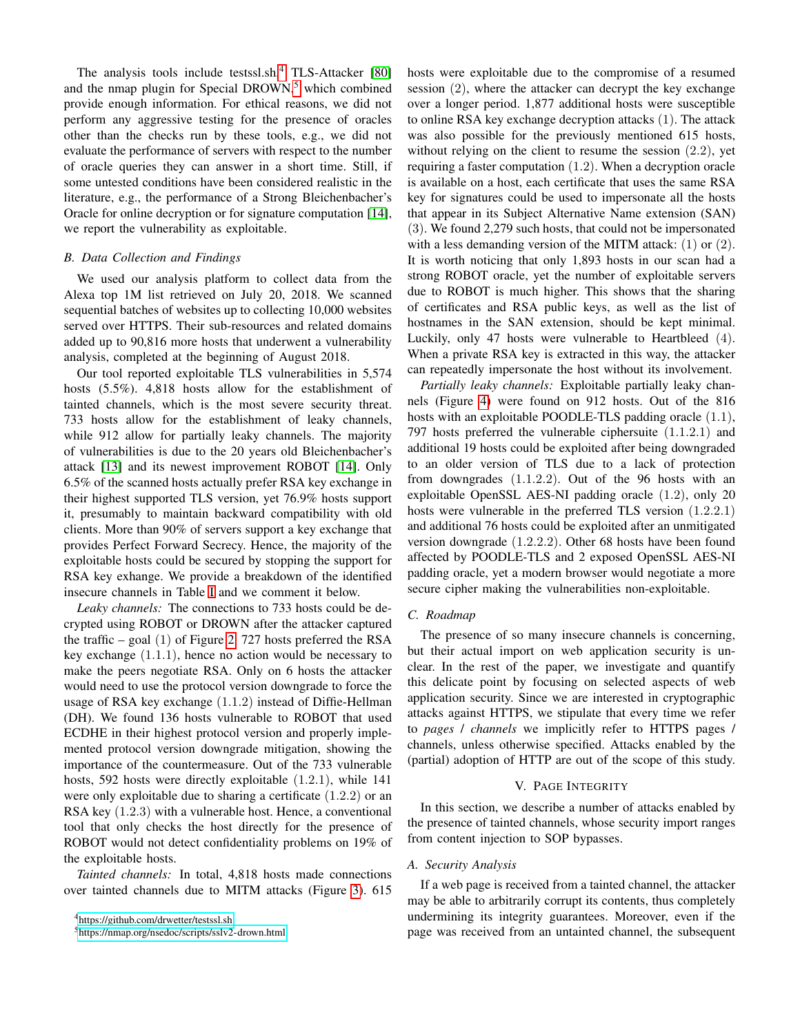The analysis tools include testssl.sh,[4] TLS-Attacker [80] and the nmap plugin for Special DROWN,[5] which combined provide enough information. For ethical reasons, we did not perform any aggressive testing for the presence of oracles other than the checks run by these tools, e.g., we did not evaluate the performance of servers with respect to the number of oracle queries they can answer in a short time. Still, if some untested conditions have been considered realistic in the literature, e.g., the performance of a Strong Bleichenbacher's Oracle for online decryption or for signature computation [14], we report the vulnerability as exploitable.

### B. Data Collection and Findings

We used our analysis platform to collect data from the Alexa top 1M list retrieved on July 20, 2018. We scanned sequential batches of websites up to collecting 10,000 websites served over HTTPS. Their sub-resources and related domains added up to 90,816 more hosts that underwent a vulnerability analysis, completed at the beginning of August 2018.

Our tool reported exploitable TLS vulnerabilities in 5,574 hosts (5.5%). 4,818 hosts allow for the establishment of tainted channels, which is the most severe security threat. 733 hosts allow for the establishment of leaky channels, while 912 allow for partially leaky channels. The majority of vulnerabilities is due to the 20 years old Bleichenbacher's attack [13] and its newest improvement ROBOT [14]. Only 6.5% of the scanned hosts actually prefer RSA key exchange in their highest supported TLS version, yet 76.9% hosts support it, presumably to maintain backward compatibility with old clients. More than 90% of servers support a key exchange that provides Perfect Forward Secrecy. Hence, the majority of the exploitable hosts could be secured by stopping the support for RSA key exhange. We provide a breakdown of the identified insecure channels in Table I and we comment it below.

*Leaky channels:* The connections to 733 hosts could be decrypted using ROBOT or DROWN after the attacker captured the traffic – goal (1) of Figure 2. 727 hosts preferred the RSA key exchange (1.1.1), hence no action would be necessary to make the peers negotiate RSA. Only on 6 hosts the attacker would need to use the protocol version downgrade to force the usage of RSA key exchange (1.1.2) instead of Diffie-Hellman (DH). We found 136 hosts vulnerable to ROBOT that used ECDHE in their highest protocol version and properly implemented protocol version downgrade mitigation, showing the importance of the countermeasure. Out of the 733 vulnerable hosts, 592 hosts were directly exploitable (1.2.1), while 141 were only exploitable due to sharing a certificate (1.2.2) or an RSA key (1.2.3) with a vulnerable host. Hence, a conventional tool that only checks the host directly for the presence of ROBOT would not detect confidentiality problems on 19% of the exploitable hosts.

*Tainted channels:* In total, 4,818 hosts made connections over tainted channels due to MITM attacks (Figure 3). 615 hosts were exploitable due to the compromise of a resumed session (2), where the attacker can decrypt the key exchange over a longer period. 1,877 additional hosts were susceptible to online RSA key exchange decryption attacks (1). The attack was also possible for the previously mentioned 615 hosts, without relying on the client to resume the session (2.2), yet requiring a faster computation (1.2). When a decryption oracle is available on a host, each certificate that uses the same RSA key for signatures could be used to impersonate all the hosts that appear in its Subject Alternative Name extension (SAN) (3). We found 2,279 such hosts, that could not be impersonated with a less demanding version of the MITM attack: (1) or (2). It is worth noticing that only 1,893 hosts in our scan had a strong ROBOT oracle, yet the number of exploitable servers due to ROBOT is much higher. This shows that the sharing of certificates and RSA public keys, as well as the list of hostnames in the SAN extension, should be kept minimal. Luckily, only 47 hosts were vulnerable to Heartbleed (4). When a private RSA key is extracted in this way, the attacker can repeatedly impersonate the host without its involvement.

*Partially leaky channels:* Exploitable partially leaky channels (Figure 4) were found on 912 hosts. Out of the 816 hosts with an exploitable POODLE-TLS padding oracle (1.1), 797 hosts preferred the vulnerable ciphersuite (1.1.2.1) and additional 19 hosts could be exploited after being downgraded to an older version of TLS due to a lack of protection from downgrades (1.1.2.2). Out of the 96 hosts with an exploitable OpenSSL AES-NI padding oracle (1.2), only 20 hosts were vulnerable in the preferred TLS version (1.2.2.1) and additional 76 hosts could be exploited after an unmitigated version downgrade (1.2.2.2). Other 68 hosts have been found affected by POODLE-TLS and 2 exposed OpenSSL AES-NI padding oracle, yet a modern browser would negotiate a more secure cipher making the vulnerabilities non-exploitable.

### C. Roadmap

The presence of so many insecure channels is concerning, but their actual import on web application security is unclear. In the rest of the paper, we investigate and quantify this delicate point by focusing on selected aspects of web application security. Since we are interested in cryptographic attacks against HTTPS, we stipulate that every time we refer to *pages* / *channels* we implicitly refer to HTTPS pages / channels, unless otherwise specified. Attacks enabled by the (partial) adoption of HTTP are out of the scope of this study.

## V. Page Integrity

In this section, we describe a number of attacks enabled by the presence of tainted channels, whose security import ranges from content injection to SOP bypasses.

### A. Security Analysis

If a web page is received from a tainted channel, the attacker may be able to arbitrarily corrupt its contents, thus completely undermining its integrity guarantees. Moreover, even if the page was received from an untainted channel, the subsequent

[4] https://github.com/drwetter/testssl.sh

[5] https://nmap.org/nsedoc/scripts/sslv2-drown.html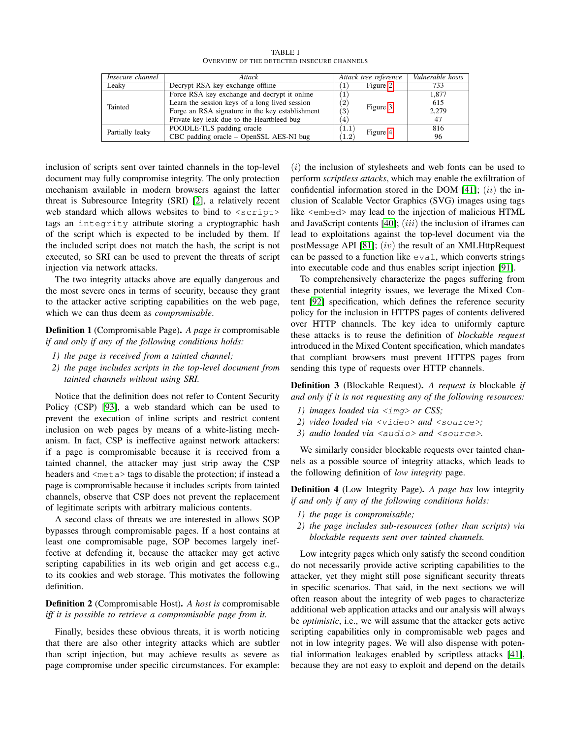TABLE I
OVERVIEW OF THE DETECTED INSECURE CHANNELS

| *Insecure channel* | *Attack* | *Attack tree reference* | | *Vulnerable hosts* |
|---|---|---|---|---|
| Leaky | Decrypt RSA key exchange offline | (1) | Figure 2 | 733 |
| Tainted | Force RSA key exchange and decrypt it online | (1) | Figure 3 | 1,877 |
| | Learn the session keys of a long lived session | (2) | | 615 |
| | Forge an RSA signature in the key establishment | (3) | | 2,279 |
| | Private key leak due to the Heartbleed bug | (4) | | 47 |
| Partially leaky | POODLE-TLS padding oracle | (1.1) | Figure 4 | 816 |
| | CBC padding oracle – OpenSSL AES-NI bug | (1.2) | | 96 |

inclusion of scripts sent over tainted channels in the top-level document may fully compromise integrity. The only protection mechanism available in modern browsers against the latter threat is Subresource Integrity (SRI) [2], a relatively recent web standard which allows websites to bind to `<script>` tags an `integrity` attribute storing a cryptographic hash of the script which is expected to be included by them. If the included script does not match the hash, the script is not executed, so SRI can be used to prevent the threats of script injection via network attacks.

The two integrity attacks above are equally dangerous and the most severe ones in terms of security, because they grant to the attacker active scripting capabilities on the web page, which we can thus deem as *compromisable*.

**Definition 1** (Compromisable Page). *A page is* compromisable *if and only if any of the following conditions holds:*

1) *the page is received from a tainted channel;*
2) *the page includes scripts in the top-level document from tainted channels without using SRI.*

Notice that the definition does not refer to Content Security Policy (CSP) [93], a web standard which can be used to prevent the execution of inline scripts and restrict content inclusion on web pages by means of a white-listing mechanism. In fact, CSP is ineffective against network attackers: if a page is compromisable because it is received from a tainted channel, the attacker may just strip away the CSP headers and `<meta>` tags to disable the protection; if instead a page is compromisable because it includes scripts from tainted channels, observe that CSP does not prevent the replacement of legitimate scripts with arbitrary malicious contents.

A second class of threats we are interested in allows SOP bypasses through compromisable pages. If a host contains at least one compromisable page, SOP becomes largely ineffective at defending it, because the attacker may get active scripting capabilities in its web origin and get access e.g., to its cookies and web storage. This motivates the following definition.

**Definition 2** (Compromisable Host). *A host is* compromisable *iff it is possible to retrieve a compromisable page from it.*

Finally, besides these obvious threats, it is worth noticing that there are also other integrity attacks which are subtler than script injection, but may achieve results as severe as page compromise under specific circumstances. For example: $(i)$ the inclusion of stylesheets and web fonts can be used to perform *scriptless attacks*, which may enable the exfiltration of confidential information stored in the DOM [41]; $(ii)$ the inclusion of Scalable Vector Graphics (SVG) images using tags like `<embed>` may lead to the injection of malicious HTML and JavaScript contents [40]; $(iii)$ the inclusion of iframes can lead to exploitations against the top-level document via the postMessage API [81]; $(iv)$ the result of an XMLHttpRequest can be passed to a function like `eval`, which converts strings into executable code and thus enables script injection [91].

To comprehensively characterize the pages suffering from these potential integrity issues, we leverage the Mixed Content [92] specification, which defines the reference security policy for the inclusion in HTTPS pages of contents delivered over HTTP channels. The key idea to uniformly capture these attacks is to reuse the definition of *blockable request* introduced in the Mixed Content specification, which mandates that compliant browsers must prevent HTTPS pages from sending this type of requests over HTTP channels.

**Definition 3** (Blockable Request). *A request is* blockable *if and only if it is not requesting any of the following resources:*

1) *images loaded via `<img>` or CSS;*
2) *video loaded via `<video>` and `<source>`;*
3) *audio loaded via `<audio>` and `<source>`.*

We similarly consider blockable requests over tainted channels as a possible source of integrity attacks, which leads to the following definition of *low integrity* page.

**Definition 4** (Low Integrity Page). *A page has* low integrity *if and only if any of the following conditions holds:*

1) *the page is compromisable;*
2) *the page includes sub-resources (other than scripts) via blockable requests sent over tainted channels.*

Low integrity pages which only satisfy the second condition do not necessarily provide active scripting capabilities to the attacker, yet they might still pose significant security threats in specific scenarios. That said, in the next sections we will often reason about the integrity of web pages to characterize additional web application attacks and our analysis will always be *optimistic*, i.e., we will assume that the attacker gets active scripting capabilities only in compromisable web pages and not in low integrity pages. We will also dispense with potential information leakages enabled by scriptless attacks [41], because they are not easy to exploit and depend on the details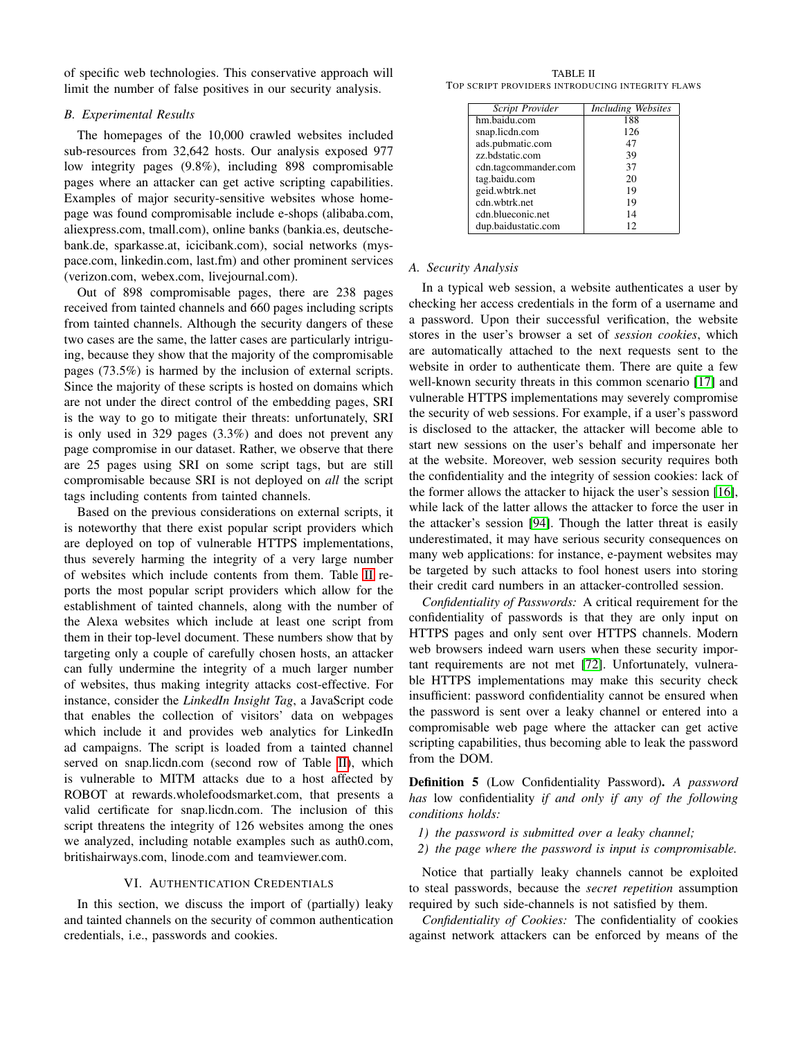of specific web technologies. This conservative approach will limit the number of false positives in our security analysis.

### B. Experimental Results

The homepages of the 10,000 crawled websites included sub-resources from 32,642 hosts. Our analysis exposed 977 low integrity pages (9.8%), including 898 compromisable pages where an attacker can get active scripting capabilities. Examples of major security-sensitive websites whose homepage was found compromisable include e-shops (alibaba.com, aliexpress.com, tmall.com), online banks (bankia.es, deutsche-bank.de, sparkasse.at, icicibank.com), social networks (myspace.com, linkedin.com, last.fm) and other prominent services (verizon.com, webex.com, livejournal.com).

Out of 898 compromisable pages, there are 238 pages received from tainted channels and 660 pages including scripts from tainted channels. Although the security dangers of these two cases are the same, the latter cases are particularly intriguing, because they show that the majority of the compromisable pages (73.5%) is harmed by the inclusion of external scripts. Since the majority of these scripts is hosted on domains which are not under the direct control of the embedding pages, SRI is the way to go to mitigate their threats: unfortunately, SRI is only used in 329 pages (3.3%) and does not prevent any page compromise in our dataset. Rather, we observe that there are 25 pages using SRI on some script tags, but are still compromisable because SRI is not deployed on *all* the script tags including contents from tainted channels.

Based on the previous considerations on external scripts, it is noteworthy that there exist popular script providers which are deployed on top of vulnerable HTTPS implementations, thus severely harming the integrity of a very large number of websites which include contents from them. Table II reports the most popular script providers which allow for the establishment of tainted channels, along with the number of the Alexa websites which include at least one script from them in their top-level document. These numbers show that by targeting only a couple of carefully chosen hosts, an attacker can fully undermine the integrity of a much larger number of websites, thus making integrity attacks cost-effective. For instance, consider the *LinkedIn Insight Tag*, a JavaScript code that enables the collection of visitors' data on webpages which include it and provides web analytics for LinkedIn ad campaigns. The script is loaded from a tainted channel served on snap.licdn.com (second row of Table II), which is vulnerable to MITM attacks due to a host affected by ROBOT at rewards.wholefoodsmarket.com, that presents a valid certificate for snap.licdn.com. The inclusion of this script threatens the integrity of 126 websites among the ones we analyzed, including notable examples such as auth0.com, britishairways.com, linode.com and teamviewer.com.

## VI. Authentication Credentials

In this section, we discuss the import of (partially) leaky and tainted channels on the security of common authentication credentials, i.e., passwords and cookies.

TABLE II
Top script providers introducing integrity flaws

| *Script Provider* | *Including Websites* |
|---|---|
| hm.baidu.com | 188 |
| snap.licdn.com | 126 |
| ads.pubmatic.com | 47 |
| zz.bdstatic.com | 39 |
| cdn.tagcommander.com | 37 |
| tag.baidu.com | 20 |
| geid.wbtrk.net | 19 |
| cdn.wbtrk.net | 19 |
| cdn.blueconic.net | 14 |
| dup.baidustatic.com | 12 |

### A. Security Analysis

In a typical web session, a website authenticates a user by checking her access credentials in the form of a username and a password. Upon their successful verification, the website stores in the user's browser a set of *session cookies*, which are automatically attached to the next requests sent to the website in order to authenticate them. There are quite a few well-known security threats in this common scenario [17] and vulnerable HTTPS implementations may severely compromise the security of web sessions. For example, if a user's password is disclosed to the attacker, the attacker will become able to start new sessions on the user's behalf and impersonate her at the website. Moreover, web session security requires both the confidentiality and the integrity of session cookies: lack of the former allows the attacker to hijack the user's session [16], while lack of the latter allows the attacker to force the user in the attacker's session [94]. Though the latter threat is easily underestimated, it may have serious security consequences on many web applications: for instance, e-payment websites may be targeted by such attacks to fool honest users into storing their credit card numbers in an attacker-controlled session.

*Confidentiality of Passwords:* A critical requirement for the confidentiality of passwords is that they are only input on HTTPS pages and only sent over HTTPS channels. Modern web browsers indeed warn users when these security important requirements are not met [72]. Unfortunately, vulnerable HTTPS implementations may make this security check insufficient: password confidentiality cannot be ensured when the password is sent over a leaky channel or entered into a compromisable web page where the attacker can get active scripting capabilities, thus becoming able to leak the password from the DOM.

**Definition 5** (Low Confidentiality Password)**.** *A password has* low confidentiality *if and only if any of the following conditions holds:*

1. *the password is submitted over a leaky channel;*
2. *the page where the password is input is compromisable.*

Notice that partially leaky channels cannot be exploited to steal passwords, because the *secret repetition* assumption required by such side-channels is not satisfied by them.

*Confidentiality of Cookies:* The confidentiality of cookies against network attackers can be enforced by means of the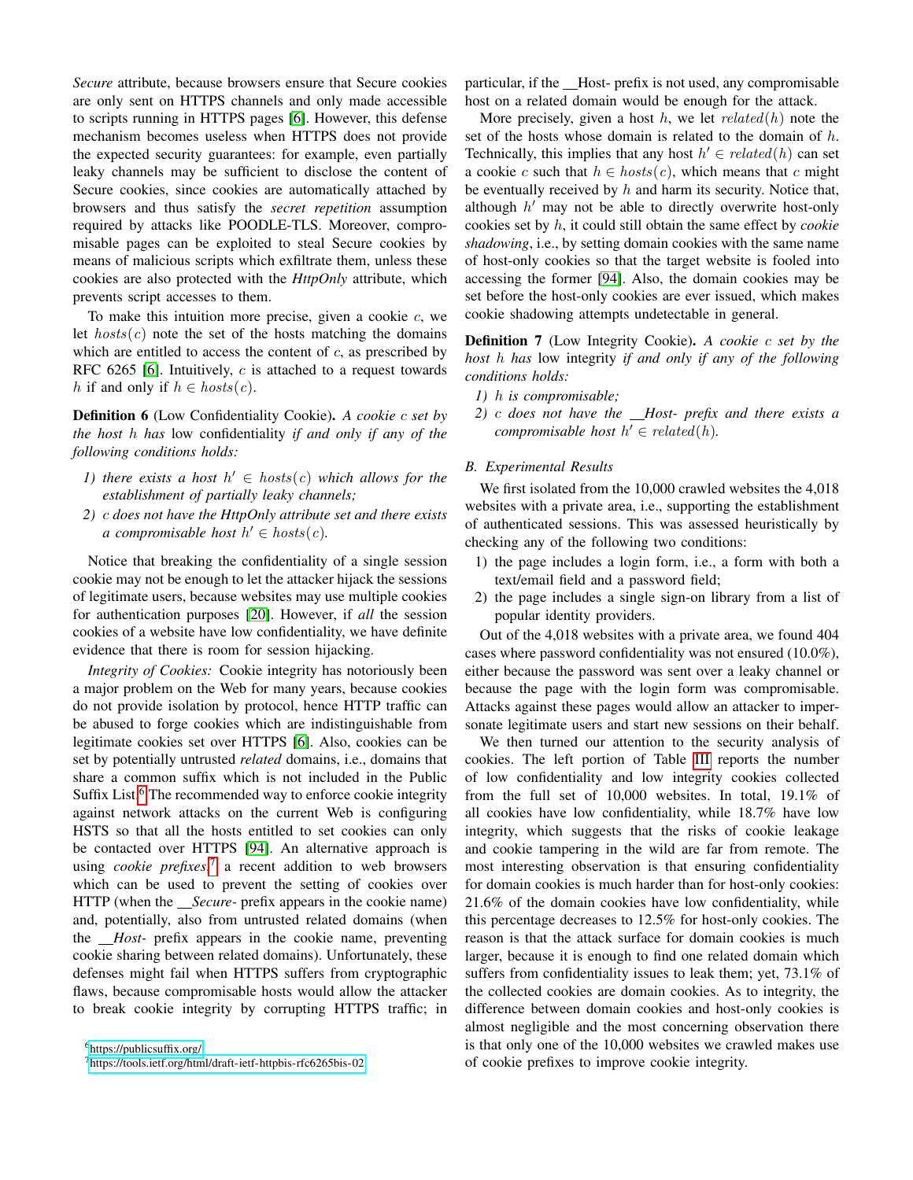*Secure* attribute, because browsers ensure that Secure cookies are only sent on HTTPS channels and only made accessible to scripts running in HTTPS pages [6]. However, this defense mechanism becomes useless when HTTPS does not provide the expected security guarantees: for example, even partially leaky channels may be sufficient to disclose the content of Secure cookies, since cookies are automatically attached by browsers and thus satisfy the *secret repetition* assumption required by attacks like POODLE-TLS. Moreover, compromisable pages can be exploited to steal Secure cookies by means of malicious scripts which exfiltrate them, unless these cookies are also protected with the *HttpOnly* attribute, which prevents script accesses to them.

To make this intuition more precise, given a cookie $c$, we let $hosts(c)$ note the set of the hosts matching the domains which are entitled to access the content of $c$, as prescribed by RFC 6265 [6]. Intuitively, $c$ is attached to a request towards $h$ if and only if $h \in hosts(c)$.

**Definition 6** (Low Confidentiality Cookie). *A cookie $c$ set by the host $h$ has* low confidentiality *if and only if any of the following conditions holds:*

1) *there exists a host $h' \in hosts(c)$ which allows for the establishment of partially leaky channels;*
2) *$c$ does not have the HttpOnly attribute set and there exists a compromisable host $h' \in hosts(c)$.*

Notice that breaking the confidentiality of a single session cookie may not be enough to let the attacker hijack the sessions of legitimate users, because websites may use multiple cookies for authentication purposes [20]. However, if *all* the session cookies of a website have low confidentiality, we have definite evidence that there is room for session hijacking.

*Integrity of Cookies:* Cookie integrity has notoriously been a major problem on the Web for many years, because cookies do not provide isolation by protocol, hence HTTP traffic can be abused to forge cookies which are indistinguishable from legitimate cookies set over HTTPS [6]. Also, cookies can be set by potentially untrusted *related* domains, i.e., domains that share a common suffix which is not included in the Public Suffix List.[6] The recommended way to enforce cookie integrity against network attacks on the current Web is configuring HSTS so that all the hosts entitled to set cookies can only be contacted over HTTPS [94]. An alternative approach is using *cookie prefixes*,[7] a recent addition to web browsers which can be used to prevent the setting of cookies over HTTP (when the *__Secure-* prefix appears in the cookie name) and, potentially, also from untrusted related domains (when the *__Host-* prefix appears in the cookie name, preventing cookie sharing between related domains). Unfortunately, these defenses might fail when HTTPS suffers from cryptographic flaws, because compromisable hosts would allow the attacker to break cookie integrity by corrupting HTTPS traffic; in particular, if the __Host- prefix is not used, any compromisable host on a related domain would be enough for the attack.

More precisely, given a host $h$, we let $related(h)$ note the set of the hosts whose domain is related to the domain of $h$. Technically, this implies that any host $h' \in related(h)$ can set a cookie $c$ such that $h \in hosts(c)$, which means that $c$ might be eventually received by $h$ and harm its security. Notice that, although $h'$ may not be able to directly overwrite host-only cookies set by $h$, it could still obtain the same effect by *cookie shadowing*, i.e., by setting domain cookies with the same name of host-only cookies so that the target website is fooled into accessing the former [94]. Also, the domain cookies may be set before the host-only cookies are ever issued, which makes cookie shadowing attempts undetectable in general.

**Definition 7** (Low Integrity Cookie). *A cookie $c$ set by the host $h$ has* low integrity *if and only if any of the following conditions holds:*

1) *$h$ is compromisable;*
2) *$c$ does not have the __Host- prefix and there exists a compromisable host $h' \in related(h)$.*

### B. Experimental Results

We first isolated from the 10,000 crawled websites the 4,018 websites with a private area, i.e., supporting the establishment of authenticated sessions. This was assessed heuristically by checking any of the following two conditions:

1) the page includes a login form, i.e., a form with both a text/email field and a password field;
2) the page includes a single sign-on library from a list of popular identity providers.

Out of the 4,018 websites with a private area, we found 404 cases where password confidentiality was not ensured (10.0%), either because the password was sent over a leaky channel or because the page with the login form was compromisable. Attacks against these pages would allow an attacker to impersonate legitimate users and start new sessions on their behalf.

We then turned our attention to the security analysis of cookies. The left portion of Table III reports the number of low confidentiality and low integrity cookies collected from the full set of 10,000 websites. In total, 19.1% of all cookies have low confidentiality, while 18.7% have low integrity, which suggests that the risks of cookie leakage and cookie tampering in the wild are far from remote. The most interesting observation is that ensuring confidentiality for domain cookies is much harder than for host-only cookies: 21.6% of the domain cookies have low confidentiality, while this percentage decreases to 12.5% for host-only cookies. The reason is that the attack surface for domain cookies is much larger, because it is enough to find one related domain which suffers from confidentiality issues to leak them; yet, 73.1% of the collected cookies are domain cookies. As to integrity, the difference between domain cookies and host-only cookies is almost negligible and the most concerning observation there is that only one of the 10,000 websites we crawled makes use of cookie prefixes to improve cookie integrity.

[6] https://publicsuffix.org/

[7] https://tools.ietf.org/html/draft-ietf-httpbis-rfc6265bis-02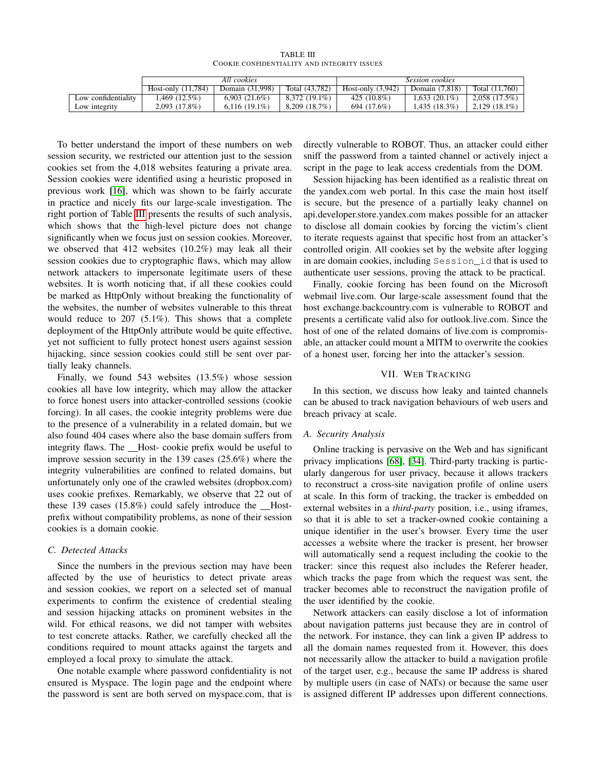TABLE III
COOKIE CONFIDENTIALITY AND INTEGRITY ISSUES

| | *All cookies* | | | *Session cookies* | | |
|---|---|---|---|---|---|---|
| | Host-only (11,784) | Domain (31,998) | Total (43,782) | Host-only (3,942) | Domain (7,818) | Total (11,760) |
| Low confidentiality | 1,469 (12.5%) | 6,903 (21.6%) | 8,372 (19.1%) | 425 (10.8%) | 1,633 (20.1%) | 2,058 (17.5%) |
| Low integrity | 2,093 (17.8%) | 6,116 (19.1%) | 8,209 (18.7%) | 694 (17.6%) | 1,435 (18.3%) | 2,129 (18.1%) |

To better understand the import of these numbers on web session security, we restricted our attention just to the session cookies set from the 4,018 websites featuring a private area. Session cookies were identified using a heuristic proposed in previous work [16], which was shown to be fairly accurate in practice and nicely fits our large-scale investigation. The right portion of Table III presents the results of such analysis, which shows that the high-level picture does not change significantly when we focus just on session cookies. Moreover, we observed that 412 websites (10.2%) may leak all their session cookies due to cryptographic flaws, which may allow network attackers to impersonate legitimate users of these websites. It is worth noticing that, if all these cookies could be marked as HttpOnly without breaking the functionality of the websites, the number of websites vulnerable to this threat would reduce to 207 (5.1%). This shows that a complete deployment of the HttpOnly attribute would be quite effective, yet not sufficient to fully protect honest users against session hijacking, since session cookies could still be sent over partially leaky channels.

Finally, we found 543 websites (13.5%) whose session cookies all have low integrity, which may allow the attacker to force honest users into attacker-controlled sessions (cookie forcing). In all cases, the cookie integrity problems were due to the presence of a vulnerability in a related domain, but we also found 404 cases where also the base domain suffers from integrity flaws. The __Host- cookie prefix would be useful to improve session security in the 139 cases (25.6%) where the integrity vulnerabilities are confined to related domains, but unfortunately only one of the crawled websites (dropbox.com) uses cookie prefixes. Remarkably, we observe that 22 out of these 139 cases (15.8%) could safely introduce the __Host- prefix without compatibility problems, as none of their session cookies is a domain cookie.

### C. Detected Attacks

Since the numbers in the previous section may have been affected by the use of heuristics to detect private areas and session cookies, we report on a selected set of manual experiments to confirm the existence of credential stealing and session hijacking attacks on prominent websites in the wild. For ethical reasons, we did not tamper with websites to test concrete attacks. Rather, we carefully checked all the conditions required to mount attacks against the targets and employed a local proxy to simulate the attack.

One notable example where password confidentiality is not ensured is Myspace. The login page and the endpoint where the password is sent are both served on myspace.com, that is directly vulnerable to ROBOT. Thus, an attacker could either sniff the password from a tainted channel or actively inject a script in the page to leak access credentials from the DOM.

Session hijacking has been identified as a realistic threat on the yandex.com web portal. In this case the main host itself is secure, but the presence of a partially leaky channel on api.developer.store.yandex.com makes possible for an attacker to disclose all domain cookies by forcing the victim's client to iterate requests against that specific host from an attacker's controlled origin. All cookies set by the website after logging in are domain cookies, including `Session_id` that is used to authenticate user sessions, proving the attack to be practical.

Finally, cookie forcing has been found on the Microsoft webmail live.com. Our large-scale assessment found that the host exchange.backcountry.com is vulnerable to ROBOT and presents a certificate valid also for outlook.live.com. Since the host of one of the related domains of live.com is compromisable, an attacker could mount a MITM to overwrite the cookies of a honest user, forcing her into the attacker's session.

## VII. Web Tracking

In this section, we discuss how leaky and tainted channels can be abused to track navigation behaviours of web users and breach privacy at scale.

### A. Security Analysis

Online tracking is pervasive on the Web and has significant privacy implications [68], [34]. Third-party tracking is particularly dangerous for user privacy, because it allows trackers to reconstruct a cross-site navigation profile of online users at scale. In this form of tracking, the tracker is embedded on external websites in a *third-party* position, i.e., using iframes, so that it is able to set a tracker-owned cookie containing a unique identifier in the user's browser. Every time the user accesses a website where the tracker is present, her browser will automatically send a request including the cookie to the tracker: since this request also includes the Referer header, which tracks the page from which the request was sent, the tracker becomes able to reconstruct the navigation profile of the user identified by the cookie.

Network attackers can easily disclose a lot of information about navigation patterns just because they are in control of the network. For instance, they can link a given IP address to all the domain names requested from it. However, this does not necessarily allow the attacker to build a navigation profile of the target user, e.g., because the same IP address is shared by multiple users (in case of NATs) or because the same user is assigned different IP addresses upon different connections.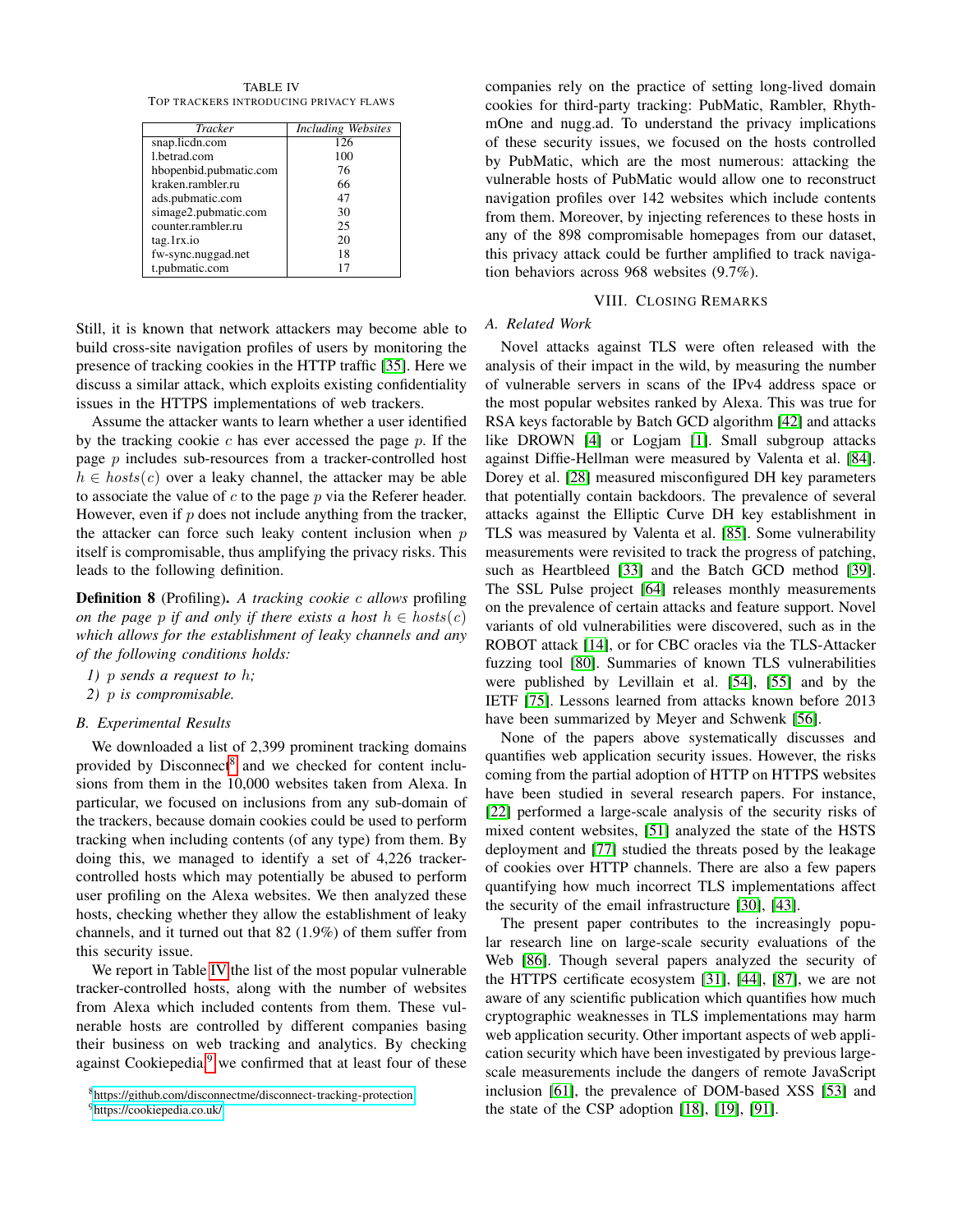TABLE IV
TOP TRACKERS INTRODUCING PRIVACY FLAWS

| *Tracker* | *Including Websites* |
|---|---|
| snap.licdn.com | 126 |
| l.betrad.com | 100 |
| hbopenbid.pubmatic.com | 76 |
| kraken.rambler.ru | 66 |
| ads.pubmatic.com | 47 |
| simage2.pubmatic.com | 30 |
| counter.rambler.ru | 25 |
| tag.1rx.io | 20 |
| fw-sync.nuggad.net | 18 |
| t.pubmatic.com | 17 |

Still, it is known that network attackers may become able to build cross-site navigation profiles of users by monitoring the presence of tracking cookies in the HTTP traffic [35]. Here we discuss a similar attack, which exploits existing confidentiality issues in the HTTPS implementations of web trackers.

Assume the attacker wants to learn whether a user identified by the tracking cookie $c$ has ever accessed the page $p$. If the page $p$ includes sub-resources from a tracker-controlled host $h \in hosts(c)$ over a leaky channel, the attacker may be able to associate the value of $c$ to the page $p$ via the Referer header. However, even if $p$ does not include anything from the tracker, the attacker can force such leaky content inclusion when $p$ itself is compromisable, thus amplifying the privacy risks. This leads to the following definition.

**Definition 8** (Profiling). *A tracking cookie $c$ allows* profiling *on the page $p$ if and only if there exists a host $h \in hosts(c)$ which allows for the establishment of leaky channels and any of the following conditions holds:*

1) *$p$ sends a request to $h$;*
2) *$p$ is compromisable.*

### B. Experimental Results

We downloaded a list of 2,399 prominent tracking domains provided by Disconnect[8] and we checked for content inclusions from them in the 10,000 websites taken from Alexa. In particular, we focused on inclusions from any sub-domain of the trackers, because domain cookies could be used to perform tracking when including contents (of any type) from them. By doing this, we managed to identify a set of 4,226 tracker-controlled hosts which may potentially be abused to perform user profiling on the Alexa websites. We then analyzed these hosts, checking whether they allow the establishment of leaky channels, and it turned out that 82 (1.9%) of them suffer from this security issue.

We report in Table IV the list of the most popular vulnerable tracker-controlled hosts, along with the number of websites from Alexa which included contents from them. These vulnerable hosts are controlled by different companies basing their business on web tracking and analytics. By checking against Cookiepedia[9] we confirmed that at least four of these companies rely on the practice of setting long-lived domain cookies for third-party tracking: PubMatic, Rambler, RhythmOne and nugg.ad. To understand the privacy implications of these security issues, we focused on the hosts controlled by PubMatic, which are the most numerous: attacking the vulnerable hosts of PubMatic would allow one to reconstruct navigation profiles over 142 websites which include contents from them. Moreover, by injecting references to these hosts in any of the 898 compromisable homepages from our dataset, this privacy attack could be further amplified to track navigation behaviors across 968 websites (9.7%).

[8] https://github.com/disconnectme/disconnect-tracking-protection

[9] https://cookiepedia.co.uk/

## VIII. Closing Remarks

### A. Related Work

Novel attacks against TLS were often released with the analysis of their impact in the wild, by measuring the number of vulnerable servers in scans of the IPv4 address space or the most popular websites ranked by Alexa. This was true for RSA keys factorable by Batch GCD algorithm [42] and attacks like DROWN [4] or Logjam [1]. Small subgroup attacks against Diffie-Hellman were measured by Valenta et al. [84]. Dorey et al. [28] measured misconfigured DH key parameters that potentially contain backdoors. The prevalence of several attacks against the Elliptic Curve DH key establishment in TLS was measured by Valenta et al. [85]. Some vulnerability measurements were revisited to track the progress of patching, such as Heartbleed [33] and the Batch GCD method [39]. The SSL Pulse project [64] releases monthly measurements on the prevalence of certain attacks and feature support. Novel variants of old vulnerabilities were discovered, such as in the ROBOT attack [14], or for CBC oracles via the TLS-Attacker fuzzing tool [80]. Summaries of known TLS vulnerabilities were published by Levillain et al. [54], [55] and by the IETF [75]. Lessons learned from attacks known before 2013 have been summarized by Meyer and Schwenk [56].

None of the papers above systematically discusses and quantifies web application security issues. However, the risks coming from the partial adoption of HTTP on HTTPS websites have been studied in several research papers. For instance, [22] performed a large-scale analysis of the security risks of mixed content websites, [51] analyzed the state of the HSTS deployment and [77] studied the threats posed by the leakage of cookies over HTTP channels. There are also a few papers quantifying how much incorrect TLS implementations affect the security of the email infrastructure [30], [43].

The present paper contributes to the increasingly popular research line on large-scale security evaluations of the Web [86]. Though several papers analyzed the security of the HTTPS certificate ecosystem [31], [44], [87], we are not aware of any scientific publication which quantifies how much cryptographic weaknesses in TLS implementations may harm web application security. Other important aspects of web application security which have been investigated by previous large-scale measurements include the dangers of remote JavaScript inclusion [61], the prevalence of DOM-based XSS [53] and the state of the CSP adoption [18], [19], [91].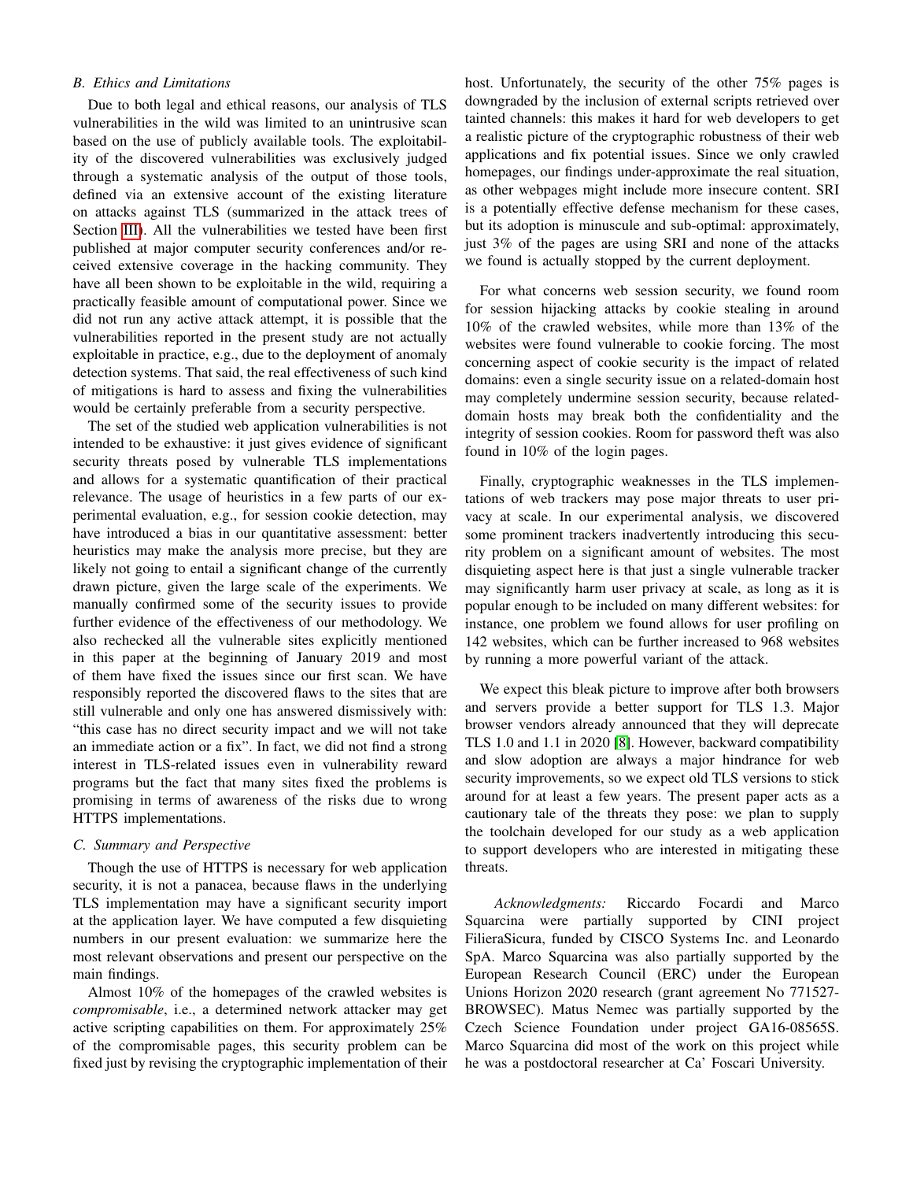### B. Ethics and Limitations

Due to both legal and ethical reasons, our analysis of TLS vulnerabilities in the wild was limited to an unintrusive scan based on the use of publicly available tools. The exploitability of the discovered vulnerabilities was exclusively judged through a systematic analysis of the output of those tools, defined via an extensive account of the existing literature on attacks against TLS (summarized in the attack trees of Section III). All the vulnerabilities we tested have been first published at major computer security conferences and/or received extensive coverage in the hacking community. They have all been shown to be exploitable in the wild, requiring a practically feasible amount of computational power. Since we did not run any active attack attempt, it is possible that the vulnerabilities reported in the present study are not actually exploitable in practice, e.g., due to the deployment of anomaly detection systems. That said, the real effectiveness of such kind of mitigations is hard to assess and fixing the vulnerabilities would be certainly preferable from a security perspective.

The set of the studied web application vulnerabilities is not intended to be exhaustive: it just gives evidence of significant security threats posed by vulnerable TLS implementations and allows for a systematic quantification of their practical relevance. The usage of heuristics in a few parts of our experimental evaluation, e.g., for session cookie detection, may have introduced a bias in our quantitative assessment: better heuristics may make the analysis more precise, but they are likely not going to entail a significant change of the currently drawn picture, given the large scale of the experiments. We manually confirmed some of the security issues to provide further evidence of the effectiveness of our methodology. We also rechecked all the vulnerable sites explicitly mentioned in this paper at the beginning of January 2019 and most of them have fixed the issues since our first scan. We have responsibly reported the discovered flaws to the sites that are still vulnerable and only one has answered dismissively with: "this case has no direct security impact and we will not take an immediate action or a fix". In fact, we did not find a strong interest in TLS-related issues even in vulnerability reward programs but the fact that many sites fixed the problems is promising in terms of awareness of the risks due to wrong HTTPS implementations.

### C. Summary and Perspective

Though the use of HTTPS is necessary for web application security, it is not a panacea, because flaws in the underlying TLS implementation may have a significant security import at the application layer. We have computed a few disquieting numbers in our present evaluation: we summarize here the most relevant observations and present our perspective on the main findings.

Almost 10% of the homepages of the crawled websites is *compromisable*, i.e., a determined network attacker may get active scripting capabilities on them. For approximately 25% of the compromisable pages, this security problem can be fixed just by revising the cryptographic implementation of their host. Unfortunately, the security of the other 75% pages is downgraded by the inclusion of external scripts retrieved over tainted channels: this makes it hard for web developers to get a realistic picture of the cryptographic robustness of their web applications and fix potential issues. Since we only crawled homepages, our findings under-approximate the real situation, as other webpages might include more insecure content. SRI is a potentially effective defense mechanism for these cases, but its adoption is minuscule and sub-optimal: approximately, just 3% of the pages are using SRI and none of the attacks we found is actually stopped by the current deployment.

For what concerns web session security, we found room for session hijacking attacks by cookie stealing in around 10% of the crawled websites, while more than 13% of the websites were found vulnerable to cookie forcing. The most concerning aspect of cookie security is the impact of related domains: even a single security issue on a related-domain host may completely undermine session security, because related-domain hosts may break both the confidentiality and the integrity of session cookies. Room for password theft was also found in 10% of the login pages.

Finally, cryptographic weaknesses in the TLS implementations of web trackers may pose major threats to user privacy at scale. In our experimental analysis, we discovered some prominent trackers inadvertently introducing this security problem on a significant amount of websites. The most disquieting aspect here is that just a single vulnerable tracker may significantly harm user privacy at scale, as long as it is popular enough to be included on many different websites: for instance, one problem we found allows for user profiling on 142 websites, which can be further increased to 968 websites by running a more powerful variant of the attack.

We expect this bleak picture to improve after both browsers and servers provide a better support for TLS 1.3. Major browser vendors already announced that they will deprecate TLS 1.0 and 1.1 in 2020 [8]. However, backward compatibility and slow adoption are always a major hindrance for web security improvements, so we expect old TLS versions to stick around for at least a few years. The present paper acts as a cautionary tale of the threats they pose: we plan to supply the toolchain developed for our study as a web application to support developers who are interested in mitigating these threats.

*Acknowledgments:* Riccardo Focardi and Marco Squarcina were partially supported by CINI project FilieraSicura, funded by CISCO Systems Inc. and Leonardo SpA. Marco Squarcina was also partially supported by the European Research Council (ERC) under the European Unions Horizon 2020 research (grant agreement No 771527-BROWSEC). Matus Nemec was partially supported by the Czech Science Foundation under project GA16-08565S. Marco Squarcina did most of the work on this project while he was a postdoctoral researcher at Ca' Foscari University.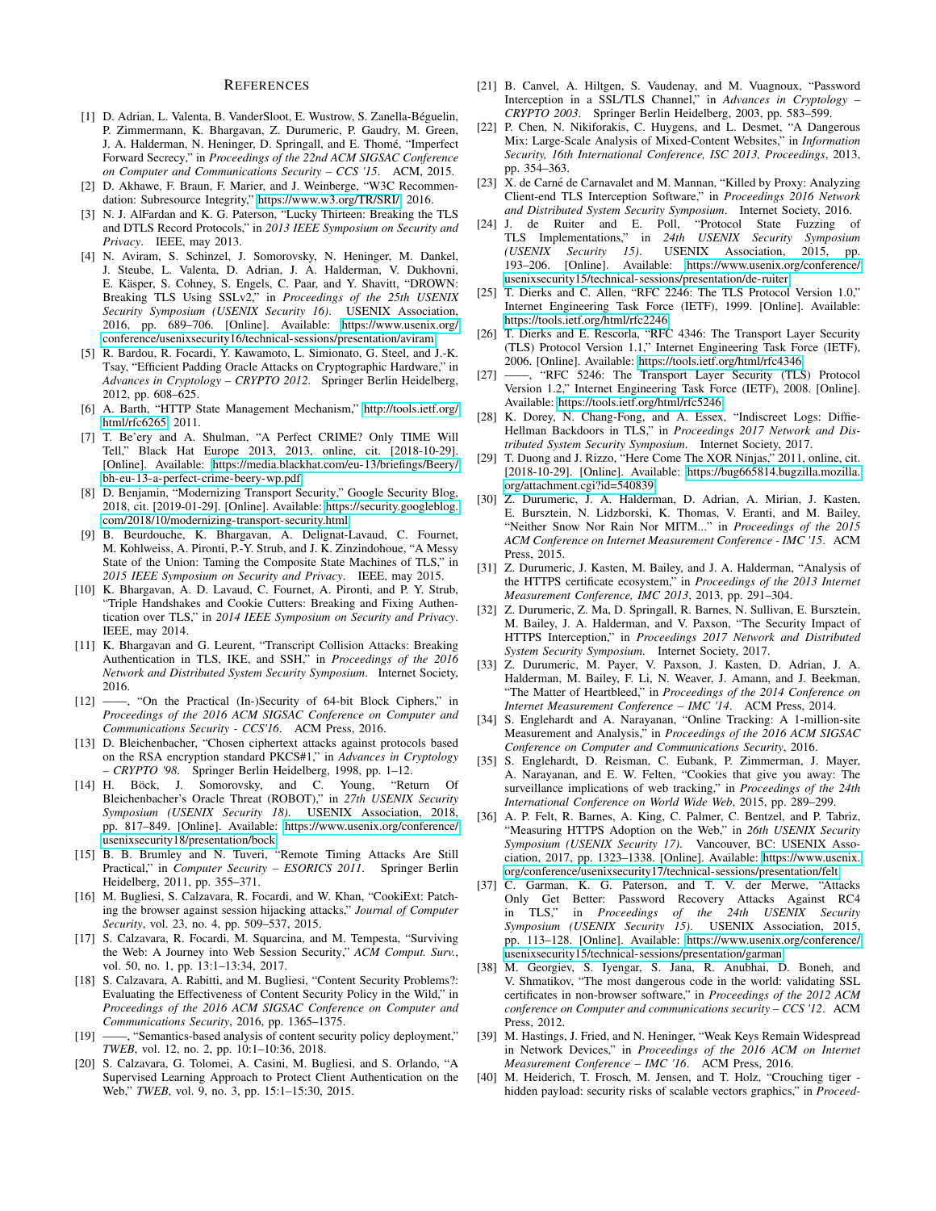## References

[1] D. Adrian, L. Valenta, B. VanderSloot, E. Wustrow, S. Zanella-Béguelin, P. Zimmermann, K. Bhargavan, Z. Durumeric, P. Gaudry, M. Green, J. A. Halderman, N. Heninger, D. Springall, and E. Thomé, "Imperfect Forward Secrecy," in *Proceedings of the 22nd ACM SIGSAC Conference on Computer and Communications Security – CCS '15*. ACM, 2015.

[2] D. Akhawe, F. Braun, F. Marier, and J. Weinberge, "W3C Recommendation: Subresource Integrity," https://www.w3.org/TR/SRI/, 2016.

[3] N. J. AlFardan and K. G. Paterson, "Lucky Thirteen: Breaking the TLS and DTLS Record Protocols," in *2013 IEEE Symposium on Security and Privacy*. IEEE, may 2013.

[4] N. Aviram, S. Schinzel, J. Somorovsky, N. Heninger, M. Dankel, J. Steube, L. Valenta, D. Adrian, J. A. Halderman, V. Dukhovni, E. Käsper, S. Cohney, S. Engels, C. Paar, and Y. Shavitt, "DROWN: Breaking TLS Using SSLv2," in *Proceedings of the 25th USENIX Security Symposium (USENIX Security 16)*. USENIX Association, 2016, pp. 689–706. [Online]. Available: https://www.usenix.org/conference/usenixsecurity16/technical-sessions/presentation/aviram

[5] R. Bardou, R. Focardi, Y. Kawamoto, L. Simionato, G. Steel, and J.-K. Tsay, "Efficient Padding Oracle Attacks on Cryptographic Hardware," in *Advances in Cryptology – CRYPTO 2012*. Springer Berlin Heidelberg, 2012, pp. 608–625.

[6] A. Barth, "HTTP State Management Mechanism," http://tools.ietf.org/html/rfc6265, 2011.

[7] T. Be'ery and A. Shulman, "A Perfect CRIME? Only TIME Will Tell," Black Hat Europe 2013, 2013, online, cit. [2018-10-29]. [Online]. Available: https://media.blackhat.com/eu-13/briefings/Beery/bh-eu-13-a-perfect-crime-beery-wp.pdf

[8] D. Benjamin, "Modernizing Transport Security," Google Security Blog, 2018, cit. [2019-01-29]. [Online]. Available: https://security.googleblog.com/2018/10/modernizing-transport-security.html

[9] B. Beurdouche, K. Bhargavan, A. Delignat-Lavaud, C. Fournet, M. Kohlweiss, A. Pironti, P.-Y. Strub, and J. K. Zinzindohoue, "A Messy State of the Union: Taming the Composite State Machines of TLS," in *2015 IEEE Symposium on Security and Privacy*. IEEE, may 2015.

[10] K. Bhargavan, A. D. Lavaud, C. Fournet, A. Pironti, and P. Y. Strub, "Triple Handshakes and Cookie Cutters: Breaking and Fixing Authentication over TLS," in *2014 IEEE Symposium on Security and Privacy*. IEEE, may 2014.

[11] K. Bhargavan and G. Leurent, "Transcript Collision Attacks: Breaking Authentication in TLS, IKE, and SSH," in *Proceedings of the 2016 Network and Distributed System Security Symposium*. Internet Society, 2016.

[12] ——, "On the Practical (In-)Security of 64-bit Block Ciphers," in *Proceedings of the 2016 ACM SIGSAC Conference on Computer and Communications Security - CCS'16*. ACM Press, 2016.

[13] D. Bleichenbacher, "Chosen ciphertext attacks against protocols based on the RSA encryption standard PKCS#1," in *Advances in Cryptology – CRYPTO '98*. Springer Berlin Heidelberg, 1998, pp. 1–12.

[14] H. Böck, J. Somorovsky, and C. Young, "Return Of Bleichenbacher's Oracle Threat (ROBOT)," in *27th USENIX Security Symposium (USENIX Security 18)*. USENIX Association, 2018, pp. 817–849. [Online]. Available: https://www.usenix.org/conference/usenixsecurity18/presentation/bock

[15] B. B. Brumley and N. Tuveri, "Remote Timing Attacks Are Still Practical," in *Computer Security – ESORICS 2011*. Springer Berlin Heidelberg, 2011, pp. 355–371.

[16] M. Bugliesi, S. Calzavara, R. Focardi, and W. Khan, "CookiExt: Patching the browser against session hijacking attacks," *Journal of Computer Security*, vol. 23, no. 4, pp. 509–537, 2015.

[17] S. Calzavara, R. Focardi, M. Squarcina, and M. Tempesta, "Surviving the Web: A Journey into Web Session Security," *ACM Comput. Surv.*, vol. 50, no. 1, pp. 13:1–13:34, 2017.

[18] S. Calzavara, A. Rabitti, and M. Bugliesi, "Content Security Problems?: Evaluating the Effectiveness of Content Security Policy in the Wild," in *Proceedings of the 2016 ACM SIGSAC Conference on Computer and Communications Security*, 2016, pp. 1365–1375.

[19] ——, "Semantics-based analysis of content security policy deployment," *TWEB*, vol. 12, no. 2, pp. 10:1–10:36, 2018.

[20] S. Calzavara, G. Tolomei, A. Casini, M. Bugliesi, and S. Orlando, "A Supervised Learning Approach to Protect Client Authentication on the Web," *TWEB*, vol. 9, no. 3, pp. 15:1–15:30, 2015.

[21] B. Canvel, A. Hiltgen, S. Vaudenay, and M. Vuagnoux, "Password Interception in a SSL/TLS Channel," in *Advances in Cryptology – CRYPTO 2003*. Springer Berlin Heidelberg, 2003, pp. 583–599.

[22] P. Chen, N. Nikiforakis, C. Huygens, and L. Desmet, "A Dangerous Mix: Large-Scale Analysis of Mixed-Content Websites," in *Information Security, 16th International Conference, ISC 2013, Proceedings*, 2013, pp. 354–363.

[23] X. de Carné de Carnavalet and M. Mannan, "Killed by Proxy: Analyzing Client-end TLS Interception Software," in *Proceedings 2016 Network and Distributed System Security Symposium*. Internet Society, 2016.

[24] J. de Ruiter and E. Poll, "Protocol State Fuzzing of TLS Implementations," in *24th USENIX Security Symposium (USENIX Security 15)*. USENIX Association, 2015, pp. 193–206. [Online]. Available: https://www.usenix.org/conference/usenixsecurity15/technical-sessions/presentation/de-ruiter

[25] T. Dierks and C. Allen, "RFC 2246: The TLS Protocol Version 1.0," Internet Engineering Task Force (IETF), 1999. [Online]. Available: https://tools.ietf.org/html/rfc2246

[26] T. Dierks and E. Rescorla, "RFC 4346: The Transport Layer Security (TLS) Protocol Version 1.1," Internet Engineering Task Force (IETF), 2006. [Online]. Available: https://tools.ietf.org/html/rfc4346

[27] ——, "RFC 5246: The Transport Layer Security (TLS) Protocol Version 1.2," Internet Engineering Task Force (IETF), 2008. [Online]. Available: https://tools.ietf.org/html/rfc5246

[28] K. Dorey, N. Chang-Fong, and A. Essex, "Indiscreet Logs: Diffie-Hellman Backdoors in TLS," in *Proceedings 2017 Network and Distributed System Security Symposium*. Internet Society, 2017.

[29] T. Duong and J. Rizzo, "Here Come The XOR Ninjas," 2011, online, cit. [2018-10-29]. [Online]. Available: https://bug665814.bugzilla.mozilla.org/attachment.cgi?id=540839

[30] Z. Durumeric, J. A. Halderman, D. Adrian, A. Mirian, J. Kasten, E. Bursztein, N. Lidzborski, K. Thomas, V. Eranti, and M. Bailey, "Neither Snow Nor Rain Nor MITM..." in *Proceedings of the 2015 ACM Conference on Internet Measurement Conference - IMC '15*. ACM Press, 2015.

[31] Z. Durumeric, J. Kasten, M. Bailey, and J. A. Halderman, "Analysis of the HTTPS certificate ecosystem," in *Proceedings of the 2013 Internet Measurement Conference, IMC 2013*, 2013, pp. 291–304.

[32] Z. Durumeric, Z. Ma, D. Springall, R. Barnes, N. Sullivan, E. Bursztein, M. Bailey, J. A. Halderman, and V. Paxson, "The Security Impact of HTTPS Interception," in *Proceedings 2017 Network and Distributed System Security Symposium*. Internet Society, 2017.

[33] Z. Durumeric, M. Payer, V. Paxson, J. Kasten, D. Adrian, J. A. Halderman, M. Bailey, F. Li, N. Weaver, J. Amann, and J. Beekman, "The Matter of Heartbleed," in *Proceedings of the 2014 Conference on Internet Measurement Conference – IMC '14*. ACM Press, 2014.

[34] S. Englehardt and A. Narayanan, "Online Tracking: A 1-million-site Measurement and Analysis," in *Proceedings of the 2016 ACM SIGSAC Conference on Computer and Communications Security*, 2016.

[35] S. Englehardt, D. Reisman, C. Eubank, P. Zimmerman, J. Mayer, A. Narayanan, and E. W. Felten, "Cookies that give you away: The surveillance implications of web tracking," in *Proceedings of the 24th International Conference on World Wide Web*, 2015, pp. 289–299.

[36] A. P. Felt, R. Barnes, A. King, C. Palmer, C. Bentzel, and P. Tabriz, "Measuring HTTPS Adoption on the Web," in *26th USENIX Security Symposium (USENIX Security 17)*. Vancouver, BC: USENIX Association, 2017, pp. 1323–1338. [Online]. Available: https://www.usenix.org/conference/usenixsecurity17/technical-sessions/presentation/felt

[37] C. Garman, K. G. Paterson, and T. V. der Merwe, "Attacks Only Get Better: Password Recovery Attacks Against RC4 in TLS," in *Proceedings of the 24th USENIX Security Symposium (USENIX Security 15)*. USENIX Association, 2015, pp. 113–128. [Online]. Available: https://www.usenix.org/conference/usenixsecurity15/technical-sessions/presentation/garman

[38] M. Georgiev, S. Iyengar, S. Jana, R. Anubhai, D. Boneh, and V. Shmatikov, "The most dangerous code in the world: validating SSL certificates in non-browser software," in *Proceedings of the 2012 ACM conference on Computer and communications security – CCS '12*. ACM Press, 2012.

[39] M. Hastings, J. Fried, and N. Heninger, "Weak Keys Remain Widespread in Network Devices," in *Proceedings of the 2016 ACM on Internet Measurement Conference – IMC '16*. ACM Press, 2016.

[40] M. Heiderich, T. Frosch, M. Jensen, and T. Holz, "Crouching tiger - hidden payload: security risks of scalable vectors graphics," in *Proceed-*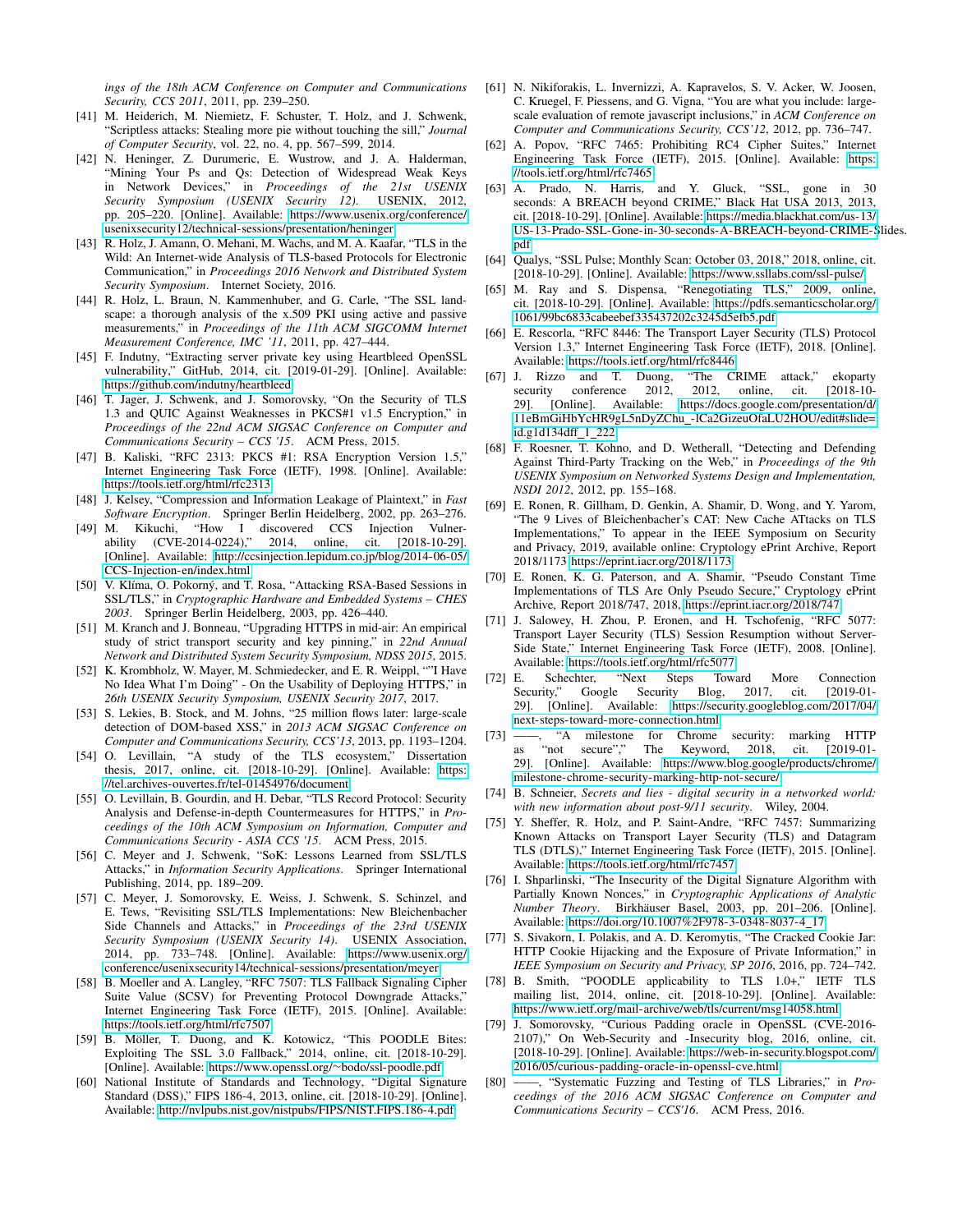*ings of the 18th ACM Conference on Computer and Communications Security, CCS 2011*, 2011, pp. 239–250.

[41] M. Heiderich, M. Niemietz, F. Schuster, T. Holz, and J. Schwenk, "Scriptless attacks: Stealing more pie without touching the sill," *Journal of Computer Security*, vol. 22, no. 4, pp. 567–599, 2014.

[42] N. Heninger, Z. Durumeric, E. Wustrow, and J. A. Halderman, "Mining Your Ps and Qs: Detection of Widespread Weak Keys in Network Devices," in *Proceedings of the 21st USENIX Security Symposium (USENIX Security 12)*. USENIX, 2012, pp. 205–220. [Online]. Available: https://www.usenix.org/conference/usenixsecurity12/technical-sessions/presentation/heninger

[43] R. Holz, J. Amann, O. Mehani, M. Wachs, and M. A. Kaafar, "TLS in the Wild: An Internet-wide Analysis of TLS-based Protocols for Electronic Communication," in *Proceedings 2016 Network and Distributed System Security Symposium*. Internet Society, 2016.

[44] R. Holz, L. Braun, N. Kammenhuber, and G. Carle, "The SSL landscape: a thorough analysis of the x.509 PKI using active and passive measurements," in *Proceedings of the 11th ACM SIGCOMM Internet Measurement Conference, IMC '11*, 2011, pp. 427–444.

[45] F. Indutny, "Extracting server private key using Heartbleed OpenSSL vulnerability," GitHub, 2014, cit. [2019-01-29]. [Online]. Available: https://github.com/indutny/heartbleed

[46] T. Jager, J. Schwenk, and J. Somorovsky, "On the Security of TLS 1.3 and QUIC Against Weaknesses in PKCS#1 v1.5 Encryption," in *Proceedings of the 22nd ACM SIGSAC Conference on Computer and Communications Security – CCS '15*. ACM Press, 2015.

[47] B. Kaliski, "RFC 2313: PKCS #1: RSA Encryption Version 1.5," Internet Engineering Task Force (IETF), 1998. [Online]. Available: https://tools.ietf.org/html/rfc2313

[48] J. Kelsey, "Compression and Information Leakage of Plaintext," in *Fast Software Encryption*. Springer Berlin Heidelberg, 2002, pp. 263–276.

[49] M. Kikuchi, "How I discovered CCS Injection Vulnerability (CVE-2014-0224)," 2014, online, cit. [2018-10-29]. [Online]. Available: http://ccsinjection.lepidum.co.jp/blog/2014-06-05/CCS-Injection-en/index.html

[50] V. Klíma, O. Pokorný, and T. Rosa, "Attacking RSA-Based Sessions in SSL/TLS," in *Cryptographic Hardware and Embedded Systems – CHES 2003*. Springer Berlin Heidelberg, 2003, pp. 426–440.

[51] M. Kranch and J. Bonneau, "Upgrading HTTPS in mid-air: An empirical study of strict transport security and key pinning," in *22nd Annual Network and Distributed System Security Symposium, NDSS 2015*, 2015.

[52] K. Krombholz, W. Mayer, M. Schmiedecker, and E. R. Weippl, ""I Have No Idea What I'm Doing" - On the Usability of Deploying HTTPS," in *26th USENIX Security Symposium, USENIX Security 2017*, 2017.

[53] S. Lekies, B. Stock, and M. Johns, "25 million flows later: large-scale detection of DOM-based XSS," in *2013 ACM SIGSAC Conference on Computer and Communications Security, CCS'13*, 2013, pp. 1193–1204.

[54] O. Levillain, "A study of the TLS ecosystem," Dissertation thesis, 2017, online, cit. [2018-10-29]. [Online]. Available: https://tel.archives-ouvertes.fr/tel-01454976/document

[55] O. Levillain, B. Gourdin, and H. Debar, "TLS Record Protocol: Security Analysis and Defense-in-depth Countermeasures for HTTPS," in *Proceedings of the 10th ACM Symposium on Information, Computer and Communications Security - ASIA CCS '15*. ACM Press, 2015.

[56] C. Meyer and J. Schwenk, "SoK: Lessons Learned from SSL/TLS Attacks," in *Information Security Applications*. Springer International Publishing, 2014, pp. 189–209.

[57] C. Meyer, J. Somorovsky, E. Weiss, J. Schwenk, S. Schinzel, and E. Tews, "Revisiting SSL/TLS Implementations: New Bleichenbacher Side Channels and Attacks," in *Proceedings of the 23rd USENIX Security Symposium (USENIX Security 14)*. USENIX Association, 2014, pp. 733–748. [Online]. Available: https://www.usenix.org/conference/usenixsecurity14/technical-sessions/presentation/meyer

[58] B. Moeller and A. Langley, "RFC 7507: TLS Fallback Signaling Cipher Suite Value (SCSV) for Preventing Protocol Downgrade Attacks," Internet Engineering Task Force (IETF), 2015. [Online]. Available: https://tools.ietf.org/html/rfc7507

[59] B. Möller, T. Duong, and K. Kotowicz, "This POODLE Bites: Exploiting The SSL 3.0 Fallback," 2014, online, cit. [2018-10-29]. [Online]. Available: https://www.openssl.org/~bodo/ssl-poodle.pdf

[60] National Institute of Standards and Technology, "Digital Signature Standard (DSS)," FIPS 186-4, 2013, online, cit. [2018-10-29]. [Online]. Available: http://nvlpubs.nist.gov/nistpubs/FIPS/NIST.FIPS.186-4.pdf

[61] N. Nikiforakis, L. Invernizzi, A. Kapravelos, S. V. Acker, W. Joosen, C. Kruegel, F. Piessens, and G. Vigna, "You are what you include: large-scale evaluation of remote javascript inclusions," in *ACM Conference on Computer and Communications Security, CCS'12*, 2012, pp. 736–747.

[62] A. Popov, "RFC 7465: Prohibiting RC4 Cipher Suites," Internet Engineering Task Force (IETF), 2015. [Online]. Available: https://tools.ietf.org/html/rfc7465

[63] A. Prado, N. Harris, and Y. Gluck, "SSL, gone in 30 seconds: A BREACH beyond CRIME," Black Hat USA 2013, 2013, cit. [2018-10-29]. [Online]. Available: https://media.blackhat.com/us-13/US-13-Prado-SSL-Gone-in-30-seconds-A-BREACH-beyond-CRIME-Slides.pdf

[64] Qualys, "SSL Pulse; Monthly Scan: October 03, 2018," 2018, online, cit. [2018-10-29]. [Online]. Available: https://www.ssllabs.com/ssl-pulse/

[65] M. Ray and S. Dispensa, "Renegotiating TLS," 2009, online, cit. [2018-10-29]. [Online]. Available: https://pdfs.semanticscholar.org/1061/99bc6833cabeebef335437202c3245d5efb5.pdf

[66] E. Rescorla, "RFC 8446: The Transport Layer Security (TLS) Protocol Version 1.3," Internet Engineering Task Force (IETF), 2018. [Online]. Available: https://tools.ietf.org/html/rfc8446

[67] J. Rizzo and T. Duong, "The CRIME attack," ekoparty security conference 2012, 2012, online, cit. [2018-10-29]. [Online]. Available: https://docs.google.com/presentation/d/11eBmGiHbYcHR9gL5nDyZChu_-lCa2GizeuOfaLU2HOU/edit#slide=id.g1d134dff_1_222

[68] F. Roesner, T. Kohno, and D. Wetherall, "Detecting and Defending Against Third-Party Tracking on the Web," in *Proceedings of the 9th USENIX Symposium on Networked Systems Design and Implementation, NSDI 2012*, 2012, pp. 155–168.

[69] E. Ronen, R. Gillham, D. Genkin, A. Shamir, D. Wong, and Y. Yarom, "The 9 Lives of Bleichenbacher's CAT: New Cache ATtacks on TLS Implementations," To appear in the IEEE Symposium on Security and Privacy, 2019, available online: Cryptology ePrint Archive, Report 2018/1173 https://eprint.iacr.org/2018/1173

[70] E. Ronen, K. G. Paterson, and A. Shamir, "Pseudo Constant Time Implementations of TLS Are Only Pseudo Secure," Cryptology ePrint Archive, Report 2018/747, 2018, https://eprint.iacr.org/2018/747

[71] J. Salowey, H. Zhou, P. Eronen, and H. Tschofenig, "RFC 5077: Transport Layer Security (TLS) Session Resumption without Server-Side State," Internet Engineering Task Force (IETF), 2008. [Online]. Available: https://tools.ietf.org/html/rfc5077

[72] E. Schechter, "Next Steps Toward More Connection Security," Google Security Blog, 2017, cit. [2019-01-29]. [Online]. Available: https://security.googleblog.com/2017/04/next-steps-toward-more-connection.html

[73] ——, "A milestone for Chrome security: marking HTTP as "not secure"," The Keyword, 2018, cit. [2019-01-29]. [Online]. Available: https://www.blog.google/products/chrome/milestone-chrome-security-marking-http-not-secure/

[74] B. Schneier, *Secrets and lies - digital security in a networked world: with new information about post-9/11 security*. Wiley, 2004.

[75] Y. Sheffer, R. Holz, and P. Saint-Andre, "RFC 7457: Summarizing Known Attacks on Transport Layer Security (TLS) and Datagram TLS (DTLS)," Internet Engineering Task Force (IETF), 2015. [Online]. Available: https://tools.ietf.org/html/rfc7457

[76] I. Shparlinski, "The Insecurity of the Digital Signature Algorithm with Partially Known Nonces," in *Cryptographic Applications of Analytic Number Theory*. Birkhäuser Basel, 2003, pp. 201–206. [Online]. Available: https://doi.org/10.1007%2F978-3-0348-8037-4_17

[77] S. Sivakorn, I. Polakis, and A. D. Keromytis, "The Cracked Cookie Jar: HTTP Cookie Hijacking and the Exposure of Private Information," in *IEEE Symposium on Security and Privacy, SP 2016*, 2016, pp. 724–742.

[78] B. Smith, "POODLE applicability to TLS 1.0+," IETF TLS mailing list, 2014, online, cit. [2018-10-29]. [Online]. Available: https://www.ietf.org/mail-archive/web/tls/current/msg14058.html

[79] J. Somorovsky, "Curious Padding oracle in OpenSSL (CVE-2016-2107)," On Web-Security and -Insecurity blog, 2016, online, cit. [2018-10-29]. [Online]. Available: https://web-in-security.blogspot.com/2016/05/curious-padding-oracle-in-openssl-cve.html

[80] ——, "Systematic Fuzzing and Testing of TLS Libraries," in *Proceedings of the 2016 ACM SIGSAC Conference on Computer and Communications Security – CCS'16*. ACM Press, 2016.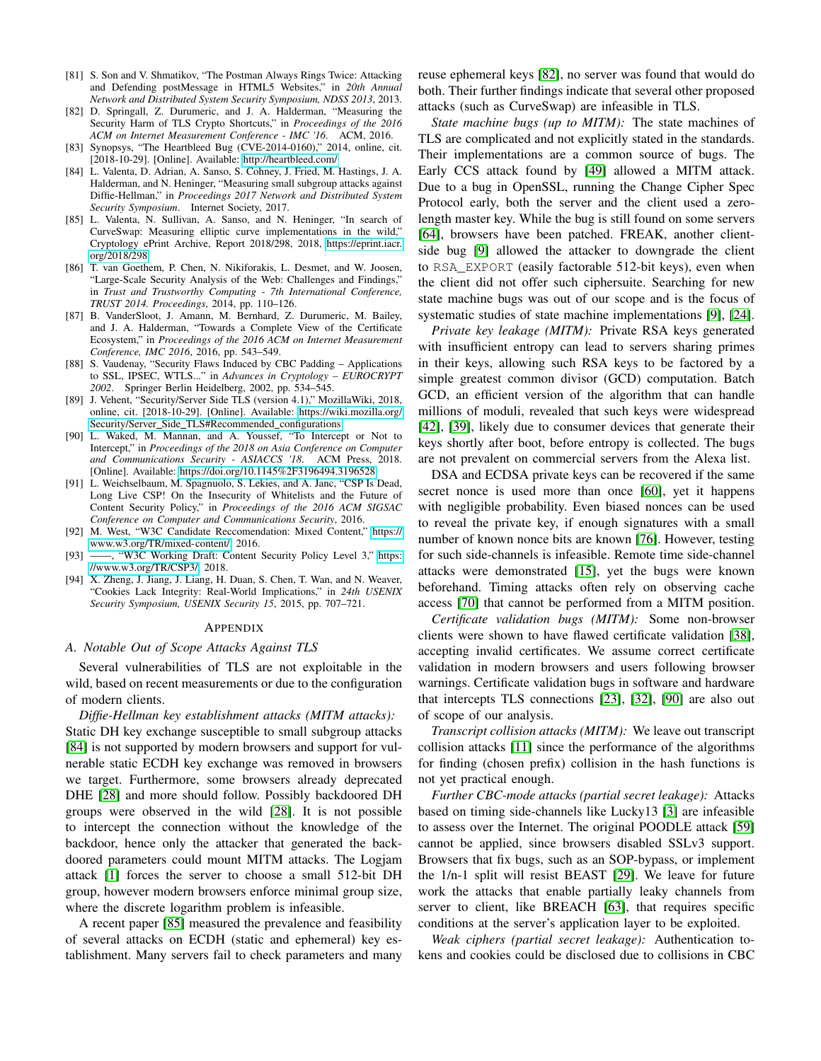[81] S. Son and V. Shmatikov, "The Postman Always Rings Twice: Attacking and Defending postMessage in HTML5 Websites," in *20th Annual Network and Distributed System Security Symposium, NDSS 2013*, 2013.

[82] D. Springall, Z. Durumeric, and J. A. Halderman, "Measuring the Security Harm of TLS Crypto Shortcuts," in *Proceedings of the 2016 ACM on Internet Measurement Conference - IMC '16*. ACM, 2016.

[83] Synopsys, "The Heartbleed Bug (CVE-2014-0160)," 2014, online, cit. [2018-10-29]. [Online]. Available: http://heartbleed.com/

[84] L. Valenta, D. Adrian, A. Sanso, S. Cohney, J. Fried, M. Hastings, J. A. Halderman, and N. Heninger, "Measuring small subgroup attacks against Diffie-Hellman," in *Proceedings 2017 Network and Distributed System Security Symposium*. Internet Society, 2017.

[85] L. Valenta, N. Sullivan, A. Sanso, and N. Heninger, "In search of CurveSwap: Measuring elliptic curve implementations in the wild," Cryptology ePrint Archive, Report 2018/298, 2018, https://eprint.iacr.org/2018/298.

[86] T. van Goethem, P. Chen, N. Nikiforakis, L. Desmet, and W. Joosen, "Large-Scale Security Analysis of the Web: Challenges and Findings," in *Trust and Trustworthy Computing - 7th International Conference, TRUST 2014. Proceedings*, 2014, pp. 110–126.

[87] B. VanderSloot, J. Amann, M. Bernhard, Z. Durumeric, M. Bailey, and J. A. Halderman, "Towards a Complete View of the Certificate Ecosystem," in *Proceedings of the 2016 ACM on Internet Measurement Conference, IMC 2016*, 2016, pp. 543–549.

[88] S. Vaudenay, "Security Flaws Induced by CBC Padding – Applications to SSL, IPSEC, WTLS..." in *Advances in Cryptology – EUROCRYPT 2002*. Springer Berlin Heidelberg, 2002, pp. 534–545.

[89] J. Vehent, "Security/Server Side TLS (version 4.1)," MozillaWiki, 2018, online, cit. [2018-10-29]. [Online]. Available: https://wiki.mozilla.org/Security/Server_Side_TLS#Recommended_configurations

[90] L. Waked, M. Mannan, and A. Youssef, "To Intercept or Not to Intercept," in *Proceedings of the 2018 on Asia Conference on Computer and Communications Security - ASIACCS '18*. ACM Press, 2018. [Online]. Available: https://doi.org/10.1145%2F3196494.3196528

[91] L. Weichselbaum, M. Spagnuolo, S. Lekies, and A. Janc, "CSP Is Dead, Long Live CSP! On the Insecurity of Whitelists and the Future of Content Security Policy," in *Proceedings of the 2016 ACM SIGSAC Conference on Computer and Communications Security*, 2016.

[92] M. West, "W3C Candidate Reccomendation: Mixed Content," https://www.w3.org/TR/mixed-content/, 2016.

[93] ——, "W3C Working Draft: Content Security Policy Level 3," https://www.w3.org/TR/CSP3/, 2018.

[94] X. Zheng, J. Jiang, J. Liang, H. Duan, S. Chen, T. Wan, and N. Weaver, "Cookies Lack Integrity: Real-World Implications," in *24th USENIX Security Symposium, USENIX Security 15*, 2015, pp. 707–721.

# Appendix

## A. Notable Out of Scope Attacks Against TLS

Several vulnerabilities of TLS are not exploitable in the wild, based on recent measurements or due to the configuration of modern clients.

*Diffie-Hellman key establishment attacks (MITM attacks):* Static DH key exchange susceptible to small subgroup attacks [84] is not supported by modern browsers and support for vulnerable static ECDH key exchange was removed in browsers we target. Furthermore, some browsers already deprecated DHE [28] and more should follow. Possibly backdoored DH groups were observed in the wild [28]. It is not possible to intercept the connection without the knowledge of the backdoor, hence only the attacker that generated the backdoored parameters could mount MITM attacks. The Logjam attack [1] forces the server to choose a small 512-bit DH group, however modern browsers enforce minimal group size, where the discrete logarithm problem is infeasible.

A recent paper [85] measured the prevalence and feasibility of several attacks on ECDH (static and ephemeral) key establishment. Many servers fail to check parameters and many reuse ephemeral keys [82], no server was found that would do both. Their further findings indicate that several other proposed attacks (such as CurveSwap) are infeasible in TLS.

*State machine bugs (up to MITM):* The state machines of TLS are complicated and not explicitly stated in the standards. Their implementations are a common source of bugs. The Early CCS attack found by [49] allowed a MITM attack. Due to a bug in OpenSSL, running the Change Cipher Spec Protocol early, both the server and the client used a zero-length master key. While the bug is still found on some servers [64], browsers have been patched. FREAK, another client-side bug [9] allowed the attacker to downgrade the client to RSA_EXPORT (easily factorable 512-bit keys), even when the client did not offer such ciphersuite. Searching for new state machine bugs was out of our scope and is the focus of systematic studies of state machine implementations [9], [24].

*Private key leakage (MITM):* Private RSA keys generated with insufficient entropy can lead to servers sharing primes in their keys, allowing such RSA keys to be factored by a simple greatest common divisor (GCD) computation. Batch GCD, an efficient version of the algorithm that can handle millions of moduli, revealed that such keys were widespread [42], [39], likely due to consumer devices that generate their keys shortly after boot, before entropy is collected. The bugs are not prevalent on commercial servers from the Alexa list.

DSA and ECDSA private keys can be recovered if the same secret nonce is used more than once [60], yet it happens with negligible probability. Even biased nonces can be used to reveal the private key, if enough signatures with a small number of known nonce bits are known [76]. However, testing for such side-channels is infeasible. Remote time side-channel attacks were demonstrated [15], yet the bugs were known beforehand. Timing attacks often rely on observing cache access [70] that cannot be performed from a MITM position.

*Certificate validation bugs (MITM):* Some non-browser clients were shown to have flawed certificate validation [38], accepting invalid certificates. We assume correct certificate validation in modern browsers and users following browser warnings. Certificate validation bugs in software and hardware that intercepts TLS connections [23], [32], [90] are also out of scope of our analysis.

*Transcript collision attacks (MITM):* We leave out transcript collision attacks [11] since the performance of the algorithms for finding (chosen prefix) collision in the hash functions is not yet practical enough.

*Further CBC-mode attacks (partial secret leakage):* Attacks based on timing side-channels like Lucky13 [3] are infeasible to assess over the Internet. The original POODLE attack [59] cannot be applied, since browsers disabled SSLv3 support. Browsers that fix bugs, such as an SOP-bypass, or implement the 1/n-1 split will resist BEAST [29]. We leave for future work the attacks that enable partially leaky channels from server to client, like BREACH [63], that requires specific conditions at the server's application layer to be exploited.

*Weak ciphers (partial secret leakage):* Authentication tokens and cookies could be disclosed due to collisions in CBC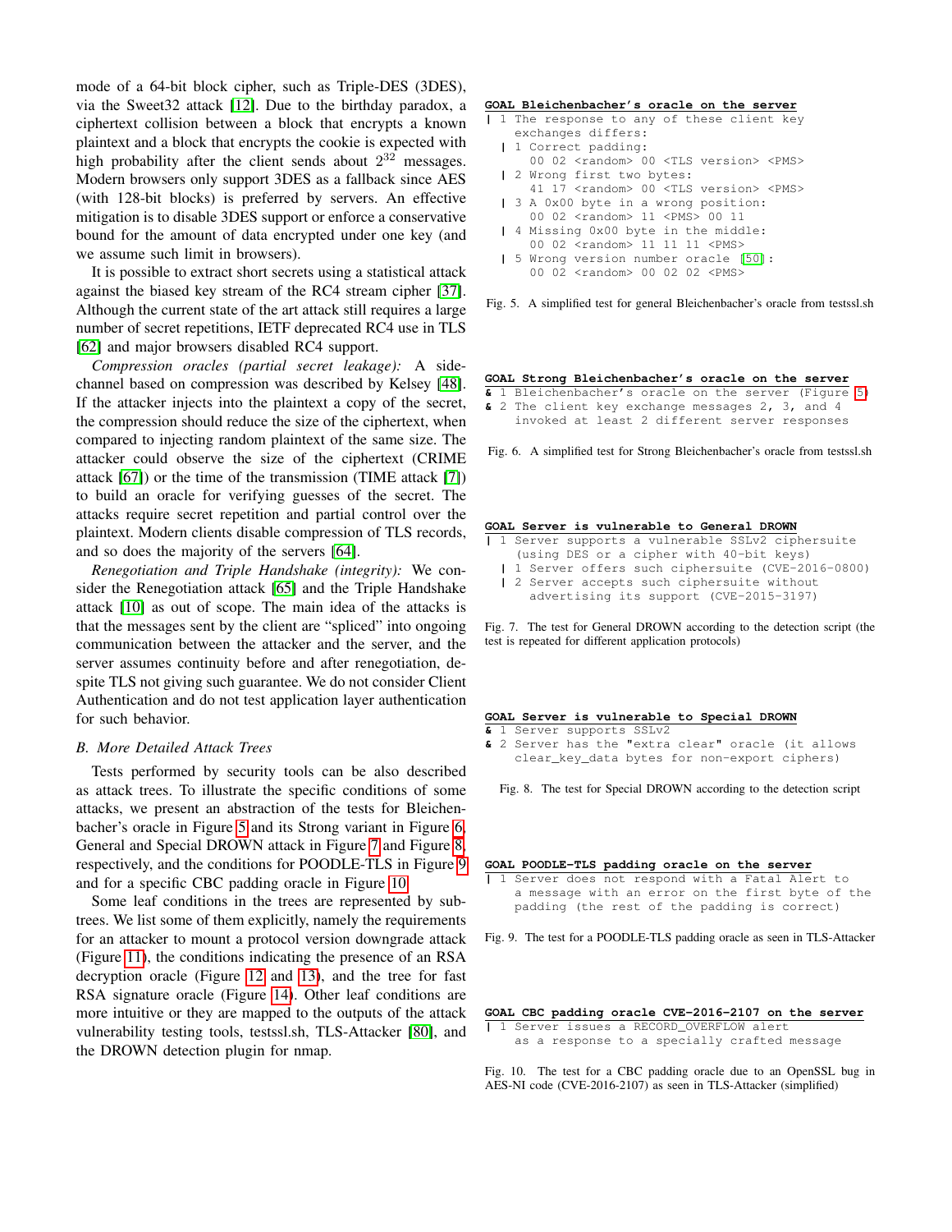mode of a 64-bit block cipher, such as Triple-DES (3DES), via the Sweet32 attack [12]. Due to the birthday paradox, a ciphertext collision between a block that encrypts a known plaintext and a block that encrypts the cookie is expected with high probability after the client sends about $2^{32}$ messages. Modern browsers only support 3DES as a fallback since AES (with 128-bit blocks) is preferred by servers. An effective mitigation is to disable 3DES support or enforce a conservative bound for the amount of data encrypted under one key (and we assume such limit in browsers).

It is possible to extract short secrets using a statistical attack against the biased key stream of the RC4 stream cipher [37]. Although the current state of the art attack still requires a large number of secret repetitions, IETF deprecated RC4 use in TLS [62] and major browsers disabled RC4 support.

*Compression oracles (partial secret leakage):* A side-channel based on compression was described by Kelsey [48]. If the attacker injects into the plaintext a copy of the secret, the compression should reduce the size of the ciphertext, when compared to injecting random plaintext of the same size. The attacker could observe the size of the ciphertext (CRIME attack [67]) or the time of the transmission (TIME attack [7]) to build an oracle for verifying guesses of the secret. The attacks require secret repetition and partial control over the plaintext. Modern clients disable compression of TLS records, and so does the majority of the servers [64].

*Renegotiation and Triple Handshake (integrity):* We consider the Renegotiation attack [65] and the Triple Handshake attack [10] as out of scope. The main idea of the attacks is that the messages sent by the client are "spliced" into ongoing communication between the attacker and the server, and the server assumes continuity before and after renegotiation, despite TLS not giving such guarantee. We do not consider Client Authentication and do not test application layer authentication for such behavior.

### B. More Detailed Attack Trees

Tests performed by security tools can be also described as attack trees. To illustrate the specific conditions of some attacks, we present an abstraction of the tests for Bleichenbacher's oracle in Figure 5 and its Strong variant in Figure 6, General and Special DROWN attack in Figure 7 and Figure 8, respectively, and the conditions for POODLE-TLS in Figure 9 and for a specific CBC padding oracle in Figure 10.

Some leaf conditions in the trees are represented by subtrees. We list some of them explicitly, namely the requirements for an attacker to mount a protocol version downgrade attack (Figure 11), the conditions indicating the presence of an RSA decryption oracle (Figure 12 and 13), and the tree for fast RSA signature oracle (Figure 14). Other leaf conditions are more intuitive or they are mapped to the outputs of the attack vulnerability testing tools, testssl.sh, TLS-Attacker [80], and the DROWN detection plugin for nmap.

```
GOAL Bleichenbacher's oracle on the server
| 1 The response to any of these client key
    exchanges differs:
  | 1 Correct padding:
      00 02 <random> 00 <TLS version> <PMS>
  | 2 Wrong first two bytes:
      41 17 <random> 00 <TLS version> <PMS>
  | 3 A 0x00 byte in a wrong position:
      00 02 <random> 11 <PMS> 00 11
  | 4 Missing 0x00 byte in the middle:
      00 02 <random> 11 11 11 <PMS>
  | 5 Wrong version number oracle [50]:
      00 02 <random> 00 02 02 <PMS>
```

Fig. 5. A simplified test for general Bleichenbacher's oracle from testssl.sh

```
GOAL Strong Bleichenbacher's oracle on the server
& 1 Bleichenbacher's oracle on the server (Figure 5)
& 2 The client key exchange messages 2, 3, and 4
    invoked at least 2 different server responses
```

Fig. 6. A simplified test for Strong Bleichenbacher's oracle from testssl.sh

```
GOAL Server is vulnerable to General DROWN
| 1 Server supports a vulnerable SSLv2 ciphersuite
    (using DES or a cipher with 40-bit keys)
  | 1 Server offers such ciphersuite (CVE-2016-0800)
  | 2 Server accepts such ciphersuite without
      advertising its support (CVE-2015-3197)
```

Fig. 7. The test for General DROWN according to the detection script (the test is repeated for different application protocols)

```
GOAL Server is vulnerable to Special DROWN
& 1 Server supports SSLv2
& 2 Server has the "extra clear" oracle (it allows
    clear_key_data bytes for non-export ciphers)
```

Fig. 8. The test for Special DROWN according to the detection script

```
GOAL POODLE-TLS padding oracle on the server
| 1 Server does not respond with a Fatal Alert to
    a message with an error on the first byte of the
    padding (the rest of the padding is correct)
```

Fig. 9. The test for a POODLE-TLS padding oracle as seen in TLS-Attacker

```
GOAL CBC padding oracle CVE-2016-2107 on the server
| 1 Server issues a RECORD_OVERFLOW alert
    as a response to a specially crafted message
```

Fig. 10. The test for a CBC padding oracle due to an OpenSSL bug in AES-NI code (CVE-2016-2107) as seen in TLS-Attacker (simplified)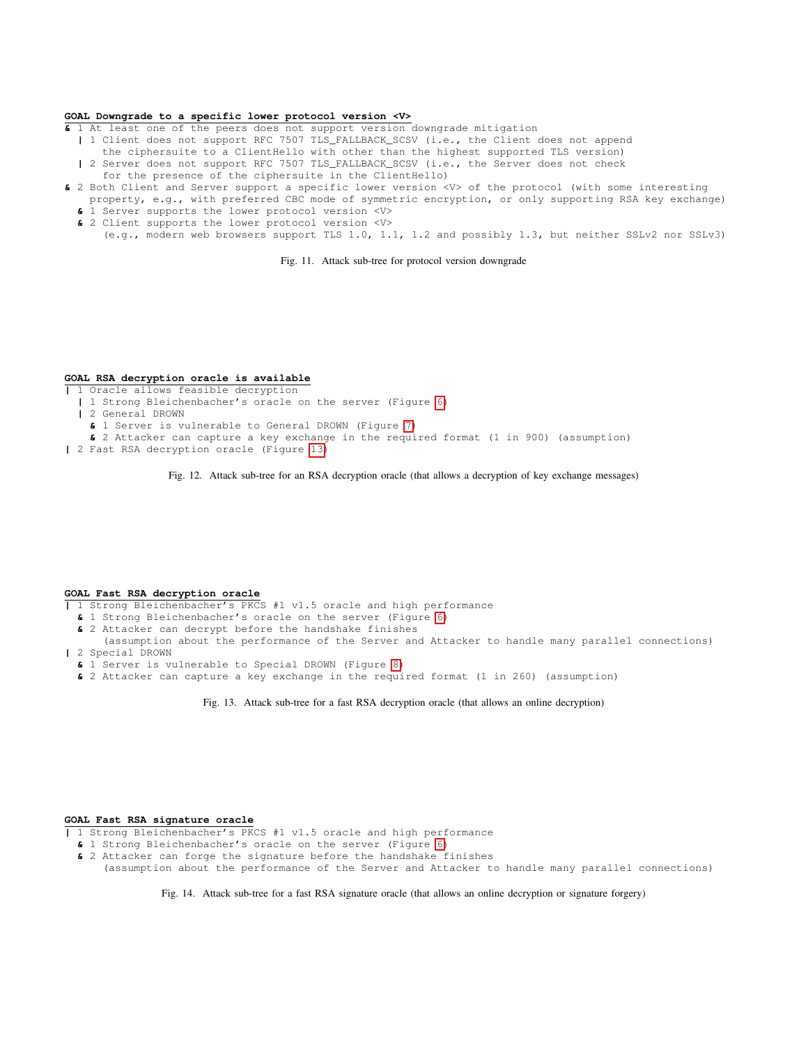```
GOAL Downgrade to a specific lower protocol version <V>
& 1 At least one of the peers does not support version downgrade mitigation
  | 1 Client does not support RFC 7507 TLS_FALLBACK_SCSV (i.e., the Client does not append
      the ciphersuite to a ClientHello with other than the highest supported TLS version)
  | 2 Server does not support RFC 7507 TLS_FALLBACK_SCSV (i.e., the Server does not check
      for the presence of the ciphersuite in the ClientHello)
& 2 Both Client and Server support a specific lower version <V> of the protocol (with some interesting
    property, e.g., with preferred CBC mode of symmetric encryption, or only supporting RSA key exchange)
  & 1 Server supports the lower protocol version <V>
  & 2 Client supports the lower protocol version <V>
      (e.g., modern web browsers support TLS 1.0, 1.1, 1.2 and possibly 1.3, but neither SSLv2 nor SSLv3)
```

Fig. 11. Attack sub-tree for protocol version downgrade

```
GOAL RSA decryption oracle is available
| 1 Oracle allows feasible decryption
  | 1 Strong Bleichenbacher's oracle on the server (Figure 6)
  | 2 General DROWN
    & 1 Server is vulnerable to General DROWN (Figure 7)
    & 2 Attacker can capture a key exchange in the required format (1 in 900) (assumption)
| 2 Fast RSA decryption oracle (Figure 13)
```

Fig. 12. Attack sub-tree for an RSA decryption oracle (that allows a decryption of key exchange messages)

```
GOAL Fast RSA decryption oracle
| 1 Strong Bleichenbacher's PKCS #1 v1.5 oracle and high performance
  & 1 Strong Bleichenbacher's oracle on the server (Figure 6)
  & 2 Attacker can decrypt before the handshake finishes
      (assumption about the performance of the Server and Attacker to handle many parallel connections)
| 2 Special DROWN
  & 1 Server is vulnerable to Special DROWN (Figure 8)
  & 2 Attacker can capture a key exchange in the required format (1 in 260) (assumption)
```

Fig. 13. Attack sub-tree for a fast RSA decryption oracle (that allows an online decryption)

```
GOAL Fast RSA signature oracle
| 1 Strong Bleichenbacher's PKCS #1 v1.5 oracle and high performance
  & 1 Strong Bleichenbacher's oracle on the server (Figure 6)
  & 2 Attacker can forge the signature before the handshake finishes
      (assumption about the performance of the Server and Attacker to handle many parallel connections)
```

Fig. 14. Attack sub-tree for a fast RSA signature oracle (that allows an online decryption or signature forgery)